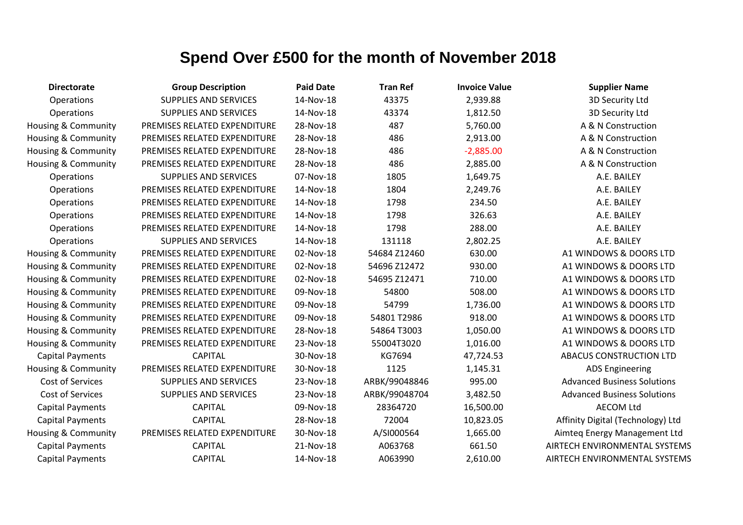# Spend Over £500 for the month of November 2018

| Directorate | Group Description | Paid Date | Tran Ref | Invoice Value | Supplier Name |
|---|---|---|---|---|---|
| Operations | SUPPLIES AND SERVICES | 14-Nov-18 | 43375 | 2,939.88 | 3D Security Ltd |
| Operations | SUPPLIES AND SERVICES | 14-Nov-18 | 43374 | 1,812.50 | 3D Security Ltd |
| Housing & Community | PREMISES RELATED EXPENDITURE | 28-Nov-18 | 487 | 5,760.00 | A & N Construction |
| Housing & Community | PREMISES RELATED EXPENDITURE | 28-Nov-18 | 486 | 2,913.00 | A & N Construction |
| Housing & Community | PREMISES RELATED EXPENDITURE | 28-Nov-18 | 486 | -2,885.00 | A & N Construction |
| Housing & Community | PREMISES RELATED EXPENDITURE | 28-Nov-18 | 486 | 2,885.00 | A & N Construction |
| Operations | SUPPLIES AND SERVICES | 07-Nov-18 | 1805 | 1,649.75 | A.E. BAILEY |
| Operations | PREMISES RELATED EXPENDITURE | 14-Nov-18 | 1804 | 2,249.76 | A.E. BAILEY |
| Operations | PREMISES RELATED EXPENDITURE | 14-Nov-18 | 1798 | 234.50 | A.E. BAILEY |
| Operations | PREMISES RELATED EXPENDITURE | 14-Nov-18 | 1798 | 326.63 | A.E. BAILEY |
| Operations | PREMISES RELATED EXPENDITURE | 14-Nov-18 | 1798 | 288.00 | A.E. BAILEY |
| Operations | SUPPLIES AND SERVICES | 14-Nov-18 | 131118 | 2,802.25 | A.E. BAILEY |
| Housing & Community | PREMISES RELATED EXPENDITURE | 02-Nov-18 | 54684 Z12460 | 630.00 | A1 WINDOWS & DOORS LTD |
| Housing & Community | PREMISES RELATED EXPENDITURE | 02-Nov-18 | 54696 Z12472 | 930.00 | A1 WINDOWS & DOORS LTD |
| Housing & Community | PREMISES RELATED EXPENDITURE | 02-Nov-18 | 54695 Z12471 | 710.00 | A1 WINDOWS & DOORS LTD |
| Housing & Community | PREMISES RELATED EXPENDITURE | 09-Nov-18 | 54800 | 508.00 | A1 WINDOWS & DOORS LTD |
| Housing & Community | PREMISES RELATED EXPENDITURE | 09-Nov-18 | 54799 | 1,736.00 | A1 WINDOWS & DOORS LTD |
| Housing & Community | PREMISES RELATED EXPENDITURE | 09-Nov-18 | 54801 T2986 | 918.00 | A1 WINDOWS & DOORS LTD |
| Housing & Community | PREMISES RELATED EXPENDITURE | 28-Nov-18 | 54864 T3003 | 1,050.00 | A1 WINDOWS & DOORS LTD |
| Housing & Community | PREMISES RELATED EXPENDITURE | 23-Nov-18 | 55004T3020 | 1,016.00 | A1 WINDOWS & DOORS LTD |
| Capital Payments | CAPITAL | 30-Nov-18 | KG7694 | 47,724.53 | ABACUS CONSTRUCTION LTD |
| Housing & Community | PREMISES RELATED EXPENDITURE | 30-Nov-18 | 1125 | 1,145.31 | ADS Engineering |
| Cost of Services | SUPPLIES AND SERVICES | 23-Nov-18 | ARBK/99048846 | 995.00 | Advanced Business Solutions |
| Cost of Services | SUPPLIES AND SERVICES | 23-Nov-18 | ARBK/99048704 | 3,482.50 | Advanced Business Solutions |
| Capital Payments | CAPITAL | 09-Nov-18 | 28364720 | 16,500.00 | AECOM Ltd |
| Capital Payments | CAPITAL | 28-Nov-18 | 72004 | 10,823.05 | Affinity Digital (Technology) Ltd |
| Housing & Community | PREMISES RELATED EXPENDITURE | 30-Nov-18 | A/SI000564 | 1,665.00 | Aimteq Energy Management Ltd |
| Capital Payments | CAPITAL | 21-Nov-18 | A063768 | 661.50 | AIRTECH ENVIRONMENTAL SYSTEMS |
| Capital Payments | CAPITAL | 14-Nov-18 | A063990 | 2,610.00 | AIRTECH ENVIRONMENTAL SYSTEMS |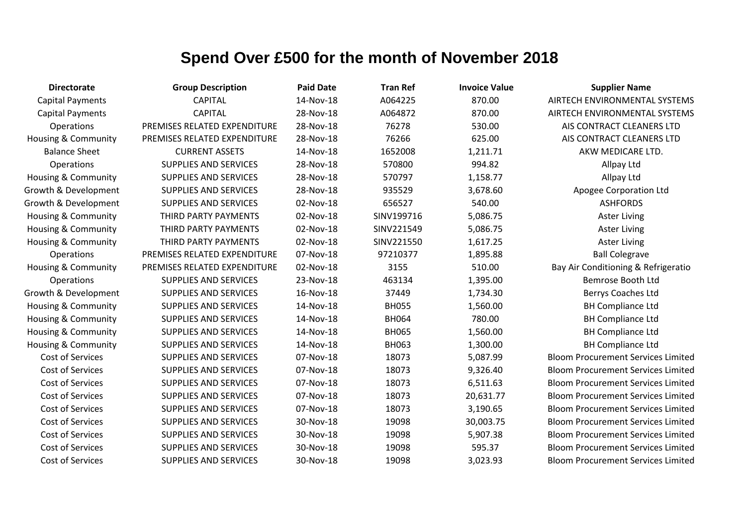# Spend Over £500 for the month of November 2018

| Directorate | Group Description | Paid Date | Tran Ref | Invoice Value | Supplier Name |
|---|---|---|---|---|---|
| Capital Payments | CAPITAL | 14-Nov-18 | A064225 | 870.00 | AIRTECH ENVIRONMENTAL SYSTEMS |
| Capital Payments | CAPITAL | 28-Nov-18 | A064872 | 870.00 | AIRTECH ENVIRONMENTAL SYSTEMS |
| Operations | PREMISES RELATED EXPENDITURE | 28-Nov-18 | 76278 | 530.00 | AIS CONTRACT CLEANERS LTD |
| Housing & Community | PREMISES RELATED EXPENDITURE | 28-Nov-18 | 76266 | 625.00 | AIS CONTRACT CLEANERS LTD |
| Balance Sheet | CURRENT ASSETS | 14-Nov-18 | 1652008 | 1,211.71 | AKW MEDICARE LTD. |
| Operations | SUPPLIES AND SERVICES | 28-Nov-18 | 570800 | 994.82 | Allpay Ltd |
| Housing & Community | SUPPLIES AND SERVICES | 28-Nov-18 | 570797 | 1,158.77 | Allpay Ltd |
| Growth & Development | SUPPLIES AND SERVICES | 28-Nov-18 | 935529 | 3,678.60 | Apogee Corporation Ltd |
| Growth & Development | SUPPLIES AND SERVICES | 02-Nov-18 | 656527 | 540.00 | ASHFORDS |
| Housing & Community | THIRD PARTY PAYMENTS | 02-Nov-18 | SINV199716 | 5,086.75 | Aster Living |
| Housing & Community | THIRD PARTY PAYMENTS | 02-Nov-18 | SINV221549 | 5,086.75 | Aster Living |
| Housing & Community | THIRD PARTY PAYMENTS | 02-Nov-18 | SINV221550 | 1,617.25 | Aster Living |
| Operations | PREMISES RELATED EXPENDITURE | 07-Nov-18 | 97210377 | 1,895.88 | Ball Colegrave |
| Housing & Community | PREMISES RELATED EXPENDITURE | 02-Nov-18 | 3155 | 510.00 | Bay Air Conditioning & Refrigeratio |
| Operations | SUPPLIES AND SERVICES | 23-Nov-18 | 463134 | 1,395.00 | Bemrose Booth Ltd |
| Growth & Development | SUPPLIES AND SERVICES | 16-Nov-18 | 37449 | 1,734.30 | Berrys Coaches Ltd |
| Housing & Community | SUPPLIES AND SERVICES | 14-Nov-18 | BH055 | 1,560.00 | BH Compliance Ltd |
| Housing & Community | SUPPLIES AND SERVICES | 14-Nov-18 | BH064 | 780.00 | BH Compliance Ltd |
| Housing & Community | SUPPLIES AND SERVICES | 14-Nov-18 | BH065 | 1,560.00 | BH Compliance Ltd |
| Housing & Community | SUPPLIES AND SERVICES | 14-Nov-18 | BH063 | 1,300.00 | BH Compliance Ltd |
| Cost of Services | SUPPLIES AND SERVICES | 07-Nov-18 | 18073 | 5,087.99 | Bloom Procurement Services Limited |
| Cost of Services | SUPPLIES AND SERVICES | 07-Nov-18 | 18073 | 9,326.40 | Bloom Procurement Services Limited |
| Cost of Services | SUPPLIES AND SERVICES | 07-Nov-18 | 18073 | 6,511.63 | Bloom Procurement Services Limited |
| Cost of Services | SUPPLIES AND SERVICES | 07-Nov-18 | 18073 | 20,631.77 | Bloom Procurement Services Limited |
| Cost of Services | SUPPLIES AND SERVICES | 07-Nov-18 | 18073 | 3,190.65 | Bloom Procurement Services Limited |
| Cost of Services | SUPPLIES AND SERVICES | 30-Nov-18 | 19098 | 30,003.75 | Bloom Procurement Services Limited |
| Cost of Services | SUPPLIES AND SERVICES | 30-Nov-18 | 19098 | 5,907.38 | Bloom Procurement Services Limited |
| Cost of Services | SUPPLIES AND SERVICES | 30-Nov-18 | 19098 | 595.37 | Bloom Procurement Services Limited |
| Cost of Services | SUPPLIES AND SERVICES | 30-Nov-18 | 19098 | 3,023.93 | Bloom Procurement Services Limited |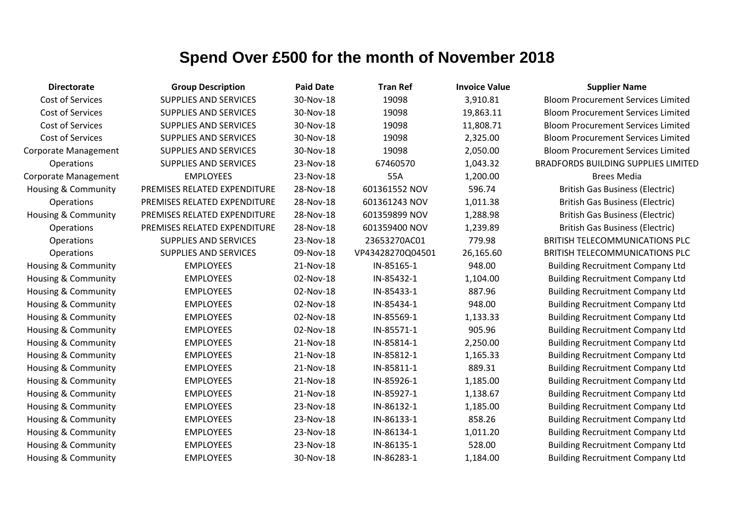# Spend Over £500 for the month of November 2018

| Directorate | Group Description | Paid Date | Tran Ref | Invoice Value | Supplier Name |
|---|---|---|---|---|---|
| Cost of Services | SUPPLIES AND SERVICES | 30-Nov-18 | 19098 | 3,910.81 | Bloom Procurement Services Limited |
| Cost of Services | SUPPLIES AND SERVICES | 30-Nov-18 | 19098 | 19,863.11 | Bloom Procurement Services Limited |
| Cost of Services | SUPPLIES AND SERVICES | 30-Nov-18 | 19098 | 11,808.71 | Bloom Procurement Services Limited |
| Cost of Services | SUPPLIES AND SERVICES | 30-Nov-18 | 19098 | 2,325.00 | Bloom Procurement Services Limited |
| Corporate Management | SUPPLIES AND SERVICES | 30-Nov-18 | 19098 | 2,050.00 | Bloom Procurement Services Limited |
| Operations | SUPPLIES AND SERVICES | 23-Nov-18 | 67460570 | 1,043.32 | BRADFORDS BUILDING SUPPLIES LIMITED |
| Corporate Management | EMPLOYEES | 23-Nov-18 | 55A | 1,200.00 | Brees Media |
| Housing & Community | PREMISES RELATED EXPENDITURE | 28-Nov-18 | 601361552 NOV | 596.74 | British Gas Business (Electric) |
| Operations | PREMISES RELATED EXPENDITURE | 28-Nov-18 | 601361243 NOV | 1,011.38 | British Gas Business (Electric) |
| Housing & Community | PREMISES RELATED EXPENDITURE | 28-Nov-18 | 601359899 NOV | 1,288.98 | British Gas Business (Electric) |
| Operations | PREMISES RELATED EXPENDITURE | 28-Nov-18 | 601359400 NOV | 1,239.89 | British Gas Business (Electric) |
| Operations | SUPPLIES AND SERVICES | 23-Nov-18 | 23653270AC01 | 779.98 | BRITISH TELECOMMUNICATIONS PLC |
| Operations | SUPPLIES AND SERVICES | 09-Nov-18 | VP43428270Q04501 | 26,165.60 | BRITISH TELECOMMUNICATIONS PLC |
| Housing & Community | EMPLOYEES | 21-Nov-18 | IN-85165-1 | 948.00 | Building Recruitment Company Ltd |
| Housing & Community | EMPLOYEES | 02-Nov-18 | IN-85432-1 | 1,104.00 | Building Recruitment Company Ltd |
| Housing & Community | EMPLOYEES | 02-Nov-18 | IN-85433-1 | 887.96 | Building Recruitment Company Ltd |
| Housing & Community | EMPLOYEES | 02-Nov-18 | IN-85434-1 | 948.00 | Building Recruitment Company Ltd |
| Housing & Community | EMPLOYEES | 02-Nov-18 | IN-85569-1 | 1,133.33 | Building Recruitment Company Ltd |
| Housing & Community | EMPLOYEES | 02-Nov-18 | IN-85571-1 | 905.96 | Building Recruitment Company Ltd |
| Housing & Community | EMPLOYEES | 21-Nov-18 | IN-85814-1 | 2,250.00 | Building Recruitment Company Ltd |
| Housing & Community | EMPLOYEES | 21-Nov-18 | IN-85812-1 | 1,165.33 | Building Recruitment Company Ltd |
| Housing & Community | EMPLOYEES | 21-Nov-18 | IN-85811-1 | 889.31 | Building Recruitment Company Ltd |
| Housing & Community | EMPLOYEES | 21-Nov-18 | IN-85926-1 | 1,185.00 | Building Recruitment Company Ltd |
| Housing & Community | EMPLOYEES | 21-Nov-18 | IN-85927-1 | 1,138.67 | Building Recruitment Company Ltd |
| Housing & Community | EMPLOYEES | 23-Nov-18 | IN-86132-1 | 1,185.00 | Building Recruitment Company Ltd |
| Housing & Community | EMPLOYEES | 23-Nov-18 | IN-86133-1 | 858.26 | Building Recruitment Company Ltd |
| Housing & Community | EMPLOYEES | 23-Nov-18 | IN-86134-1 | 1,011.20 | Building Recruitment Company Ltd |
| Housing & Community | EMPLOYEES | 23-Nov-18 | IN-86135-1 | 528.00 | Building Recruitment Company Ltd |
| Housing & Community | EMPLOYEES | 30-Nov-18 | IN-86283-1 | 1,184.00 | Building Recruitment Company Ltd |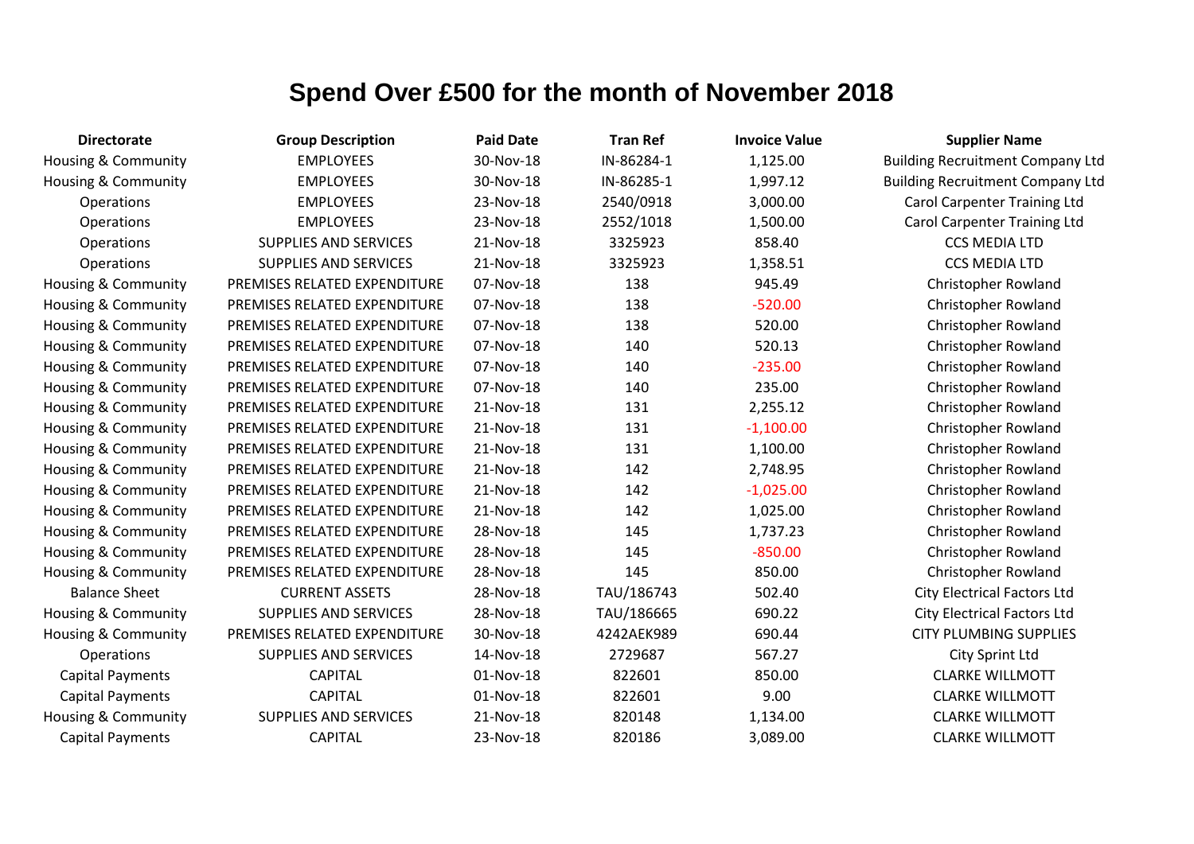# Spend Over £500 for the month of November 2018

| Directorate | Group Description | Paid Date | Tran Ref | Invoice Value | Supplier Name |
|---|---|---|---|---|---|
| Housing & Community | EMPLOYEES | 30-Nov-18 | IN-86284-1 | 1,125.00 | Building Recruitment Company Ltd |
| Housing & Community | EMPLOYEES | 30-Nov-18 | IN-86285-1 | 1,997.12 | Building Recruitment Company Ltd |
| Operations | EMPLOYEES | 23-Nov-18 | 2540/0918 | 3,000.00 | Carol Carpenter Training Ltd |
| Operations | EMPLOYEES | 23-Nov-18 | 2552/1018 | 1,500.00 | Carol Carpenter Training Ltd |
| Operations | SUPPLIES AND SERVICES | 21-Nov-18 | 3325923 | 858.40 | CCS MEDIA LTD |
| Operations | SUPPLIES AND SERVICES | 21-Nov-18 | 3325923 | 1,358.51 | CCS MEDIA LTD |
| Housing & Community | PREMISES RELATED EXPENDITURE | 07-Nov-18 | 138 | 945.49 | Christopher Rowland |
| Housing & Community | PREMISES RELATED EXPENDITURE | 07-Nov-18 | 138 | -520.00 | Christopher Rowland |
| Housing & Community | PREMISES RELATED EXPENDITURE | 07-Nov-18 | 138 | 520.00 | Christopher Rowland |
| Housing & Community | PREMISES RELATED EXPENDITURE | 07-Nov-18 | 140 | 520.13 | Christopher Rowland |
| Housing & Community | PREMISES RELATED EXPENDITURE | 07-Nov-18 | 140 | -235.00 | Christopher Rowland |
| Housing & Community | PREMISES RELATED EXPENDITURE | 07-Nov-18 | 140 | 235.00 | Christopher Rowland |
| Housing & Community | PREMISES RELATED EXPENDITURE | 21-Nov-18 | 131 | 2,255.12 | Christopher Rowland |
| Housing & Community | PREMISES RELATED EXPENDITURE | 21-Nov-18 | 131 | -1,100.00 | Christopher Rowland |
| Housing & Community | PREMISES RELATED EXPENDITURE | 21-Nov-18 | 131 | 1,100.00 | Christopher Rowland |
| Housing & Community | PREMISES RELATED EXPENDITURE | 21-Nov-18 | 142 | 2,748.95 | Christopher Rowland |
| Housing & Community | PREMISES RELATED EXPENDITURE | 21-Nov-18 | 142 | -1,025.00 | Christopher Rowland |
| Housing & Community | PREMISES RELATED EXPENDITURE | 21-Nov-18 | 142 | 1,025.00 | Christopher Rowland |
| Housing & Community | PREMISES RELATED EXPENDITURE | 28-Nov-18 | 145 | 1,737.23 | Christopher Rowland |
| Housing & Community | PREMISES RELATED EXPENDITURE | 28-Nov-18 | 145 | -850.00 | Christopher Rowland |
| Housing & Community | PREMISES RELATED EXPENDITURE | 28-Nov-18 | 145 | 850.00 | Christopher Rowland |
| Balance Sheet | CURRENT ASSETS | 28-Nov-18 | TAU/186743 | 502.40 | City Electrical Factors Ltd |
| Housing & Community | SUPPLIES AND SERVICES | 28-Nov-18 | TAU/186665 | 690.22 | City Electrical Factors Ltd |
| Housing & Community | PREMISES RELATED EXPENDITURE | 30-Nov-18 | 4242AEK989 | 690.44 | CITY PLUMBING SUPPLIES |
| Operations | SUPPLIES AND SERVICES | 14-Nov-18 | 2729687 | 567.27 | City Sprint Ltd |
| Capital Payments | CAPITAL | 01-Nov-18 | 822601 | 850.00 | CLARKE WILLMOTT |
| Capital Payments | CAPITAL | 01-Nov-18 | 822601 | 9.00 | CLARKE WILLMOTT |
| Housing & Community | SUPPLIES AND SERVICES | 21-Nov-18 | 820148 | 1,134.00 | CLARKE WILLMOTT |
| Capital Payments | CAPITAL | 23-Nov-18 | 820186 | 3,089.00 | CLARKE WILLMOTT |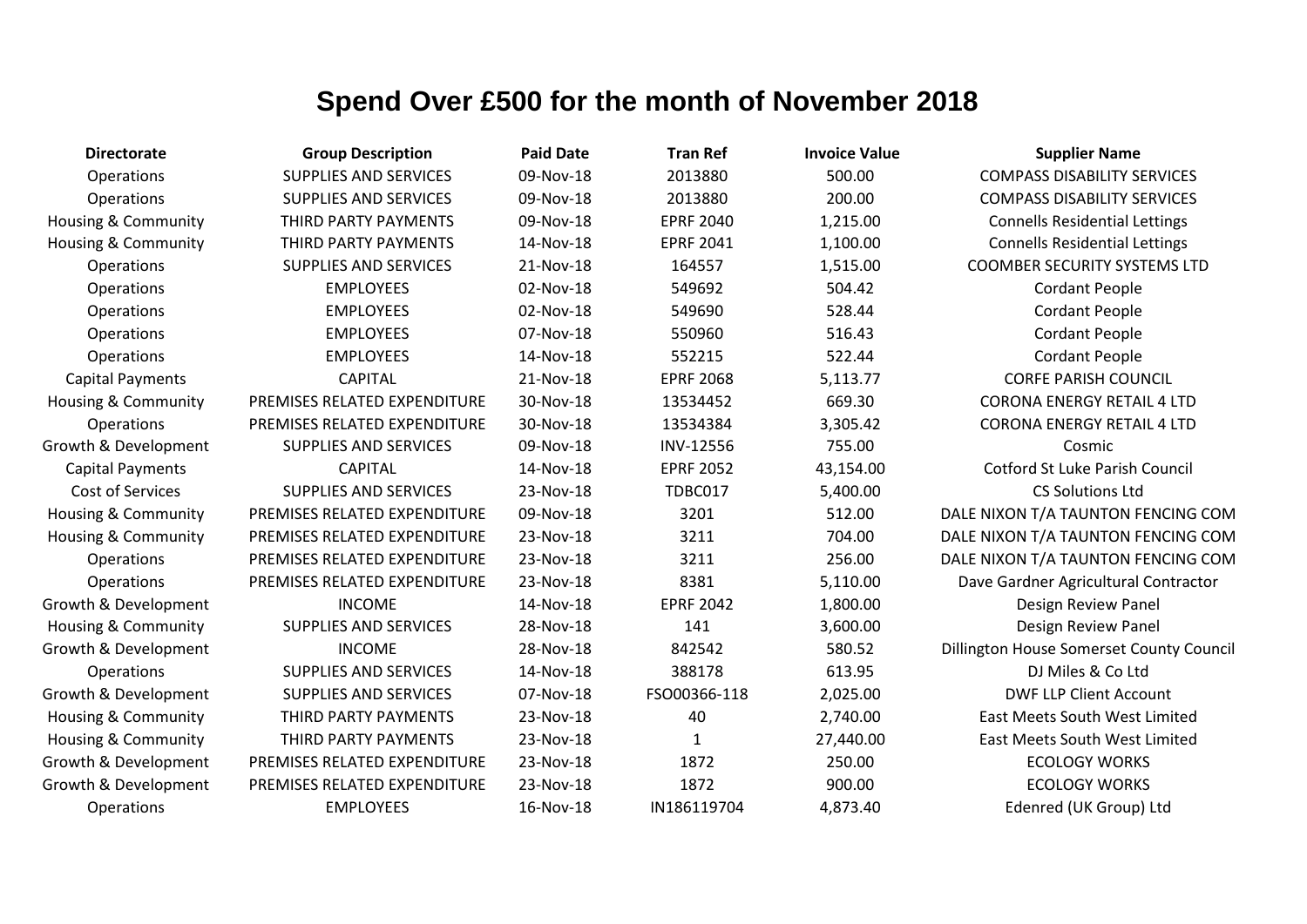# Spend Over £500 for the month of November 2018

| Directorate | Group Description | Paid Date | Tran Ref | Invoice Value | Supplier Name |
|---|---|---|---|---|---|
| Operations | SUPPLIES AND SERVICES | 09-Nov-18 | 2013880 | 500.00 | COMPASS DISABILITY SERVICES |
| Operations | SUPPLIES AND SERVICES | 09-Nov-18 | 2013880 | 200.00 | COMPASS DISABILITY SERVICES |
| Housing & Community | THIRD PARTY PAYMENTS | 09-Nov-18 | EPRF 2040 | 1,215.00 | Connells Residential Lettings |
| Housing & Community | THIRD PARTY PAYMENTS | 14-Nov-18 | EPRF 2041 | 1,100.00 | Connells Residential Lettings |
| Operations | SUPPLIES AND SERVICES | 21-Nov-18 | 164557 | 1,515.00 | COOMBER SECURITY SYSTEMS LTD |
| Operations | EMPLOYEES | 02-Nov-18 | 549692 | 504.42 | Cordant People |
| Operations | EMPLOYEES | 02-Nov-18 | 549690 | 528.44 | Cordant People |
| Operations | EMPLOYEES | 07-Nov-18 | 550960 | 516.43 | Cordant People |
| Operations | EMPLOYEES | 14-Nov-18 | 552215 | 522.44 | Cordant People |
| Capital Payments | CAPITAL | 21-Nov-18 | EPRF 2068 | 5,113.77 | CORFE PARISH COUNCIL |
| Housing & Community | PREMISES RELATED EXPENDITURE | 30-Nov-18 | 13534452 | 669.30 | CORONA ENERGY RETAIL 4 LTD |
| Operations | PREMISES RELATED EXPENDITURE | 30-Nov-18 | 13534384 | 3,305.42 | CORONA ENERGY RETAIL 4 LTD |
| Growth & Development | SUPPLIES AND SERVICES | 09-Nov-18 | INV-12556 | 755.00 | Cosmic |
| Capital Payments | CAPITAL | 14-Nov-18 | EPRF 2052 | 43,154.00 | Cotford St Luke Parish Council |
| Cost of Services | SUPPLIES AND SERVICES | 23-Nov-18 | TDBC017 | 5,400.00 | CS Solutions Ltd |
| Housing & Community | PREMISES RELATED EXPENDITURE | 09-Nov-18 | 3201 | 512.00 | DALE NIXON T/A TAUNTON FENCING COM |
| Housing & Community | PREMISES RELATED EXPENDITURE | 23-Nov-18 | 3211 | 704.00 | DALE NIXON T/A TAUNTON FENCING COM |
| Operations | PREMISES RELATED EXPENDITURE | 23-Nov-18 | 3211 | 256.00 | DALE NIXON T/A TAUNTON FENCING COM |
| Operations | PREMISES RELATED EXPENDITURE | 23-Nov-18 | 8381 | 5,110.00 | Dave Gardner Agricultural Contractor |
| Growth & Development | INCOME | 14-Nov-18 | EPRF 2042 | 1,800.00 | Design Review Panel |
| Housing & Community | SUPPLIES AND SERVICES | 28-Nov-18 | 141 | 3,600.00 | Design Review Panel |
| Growth & Development | INCOME | 28-Nov-18 | 842542 | 580.52 | Dillington House Somerset County Council |
| Operations | SUPPLIES AND SERVICES | 14-Nov-18 | 388178 | 613.95 | DJ Miles & Co Ltd |
| Growth & Development | SUPPLIES AND SERVICES | 07-Nov-18 | FSO00366-118 | 2,025.00 | DWF LLP Client Account |
| Housing & Community | THIRD PARTY PAYMENTS | 23-Nov-18 | 40 | 2,740.00 | East Meets South West Limited |
| Housing & Community | THIRD PARTY PAYMENTS | 23-Nov-18 | 1 | 27,440.00 | East Meets South West Limited |
| Growth & Development | PREMISES RELATED EXPENDITURE | 23-Nov-18 | 1872 | 250.00 | ECOLOGY WORKS |
| Growth & Development | PREMISES RELATED EXPENDITURE | 23-Nov-18 | 1872 | 900.00 | ECOLOGY WORKS |
| Operations | EMPLOYEES | 16-Nov-18 | IN186119704 | 4,873.40 | Edenred (UK Group) Ltd |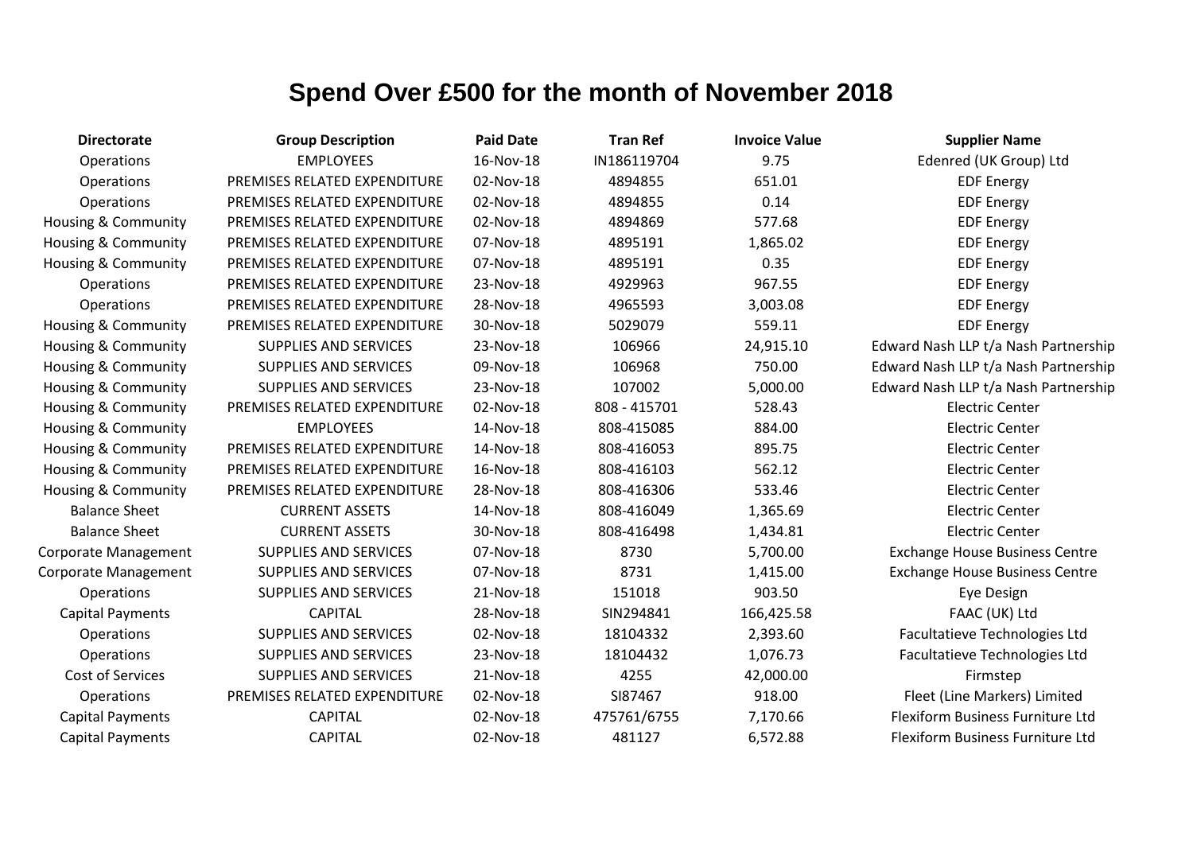# Spend Over £500 for the month of November 2018

| Directorate | Group Description | Paid Date | Tran Ref | Invoice Value | Supplier Name |
|---|---|---|---|---|---|
| Operations | EMPLOYEES | 16-Nov-18 | IN186119704 | 9.75 | Edenred (UK Group) Ltd |
| Operations | PREMISES RELATED EXPENDITURE | 02-Nov-18 | 4894855 | 651.01 | EDF Energy |
| Operations | PREMISES RELATED EXPENDITURE | 02-Nov-18 | 4894855 | 0.14 | EDF Energy |
| Housing & Community | PREMISES RELATED EXPENDITURE | 02-Nov-18 | 4894869 | 577.68 | EDF Energy |
| Housing & Community | PREMISES RELATED EXPENDITURE | 07-Nov-18 | 4895191 | 1,865.02 | EDF Energy |
| Housing & Community | PREMISES RELATED EXPENDITURE | 07-Nov-18 | 4895191 | 0.35 | EDF Energy |
| Operations | PREMISES RELATED EXPENDITURE | 23-Nov-18 | 4929963 | 967.55 | EDF Energy |
| Operations | PREMISES RELATED EXPENDITURE | 28-Nov-18 | 4965593 | 3,003.08 | EDF Energy |
| Housing & Community | PREMISES RELATED EXPENDITURE | 30-Nov-18 | 5029079 | 559.11 | EDF Energy |
| Housing & Community | SUPPLIES AND SERVICES | 23-Nov-18 | 106966 | 24,915.10 | Edward Nash LLP t/a Nash Partnership |
| Housing & Community | SUPPLIES AND SERVICES | 09-Nov-18 | 106968 | 750.00 | Edward Nash LLP t/a Nash Partnership |
| Housing & Community | SUPPLIES AND SERVICES | 23-Nov-18 | 107002 | 5,000.00 | Edward Nash LLP t/a Nash Partnership |
| Housing & Community | PREMISES RELATED EXPENDITURE | 02-Nov-18 | 808 - 415701 | 528.43 | Electric Center |
| Housing & Community | EMPLOYEES | 14-Nov-18 | 808-415085 | 884.00 | Electric Center |
| Housing & Community | PREMISES RELATED EXPENDITURE | 14-Nov-18 | 808-416053 | 895.75 | Electric Center |
| Housing & Community | PREMISES RELATED EXPENDITURE | 16-Nov-18 | 808-416103 | 562.12 | Electric Center |
| Housing & Community | PREMISES RELATED EXPENDITURE | 28-Nov-18 | 808-416306 | 533.46 | Electric Center |
| Balance Sheet | CURRENT ASSETS | 14-Nov-18 | 808-416049 | 1,365.69 | Electric Center |
| Balance Sheet | CURRENT ASSETS | 30-Nov-18 | 808-416498 | 1,434.81 | Electric Center |
| Corporate Management | SUPPLIES AND SERVICES | 07-Nov-18 | 8730 | 5,700.00 | Exchange House Business Centre |
| Corporate Management | SUPPLIES AND SERVICES | 07-Nov-18 | 8731 | 1,415.00 | Exchange House Business Centre |
| Operations | SUPPLIES AND SERVICES | 21-Nov-18 | 151018 | 903.50 | Eye Design |
| Capital Payments | CAPITAL | 28-Nov-18 | SIN294841 | 166,425.58 | FAAC (UK) Ltd |
| Operations | SUPPLIES AND SERVICES | 02-Nov-18 | 18104332 | 2,393.60 | Facultatieve Technologies Ltd |
| Operations | SUPPLIES AND SERVICES | 23-Nov-18 | 18104432 | 1,076.73 | Facultatieve Technologies Ltd |
| Cost of Services | SUPPLIES AND SERVICES | 21-Nov-18 | 4255 | 42,000.00 | Firmstep |
| Operations | PREMISES RELATED EXPENDITURE | 02-Nov-18 | SI87467 | 918.00 | Fleet (Line Markers) Limited |
| Capital Payments | CAPITAL | 02-Nov-18 | 475761/6755 | 7,170.66 | Flexiform Business Furniture Ltd |
| Capital Payments | CAPITAL | 02-Nov-18 | 481127 | 6,572.88 | Flexiform Business Furniture Ltd |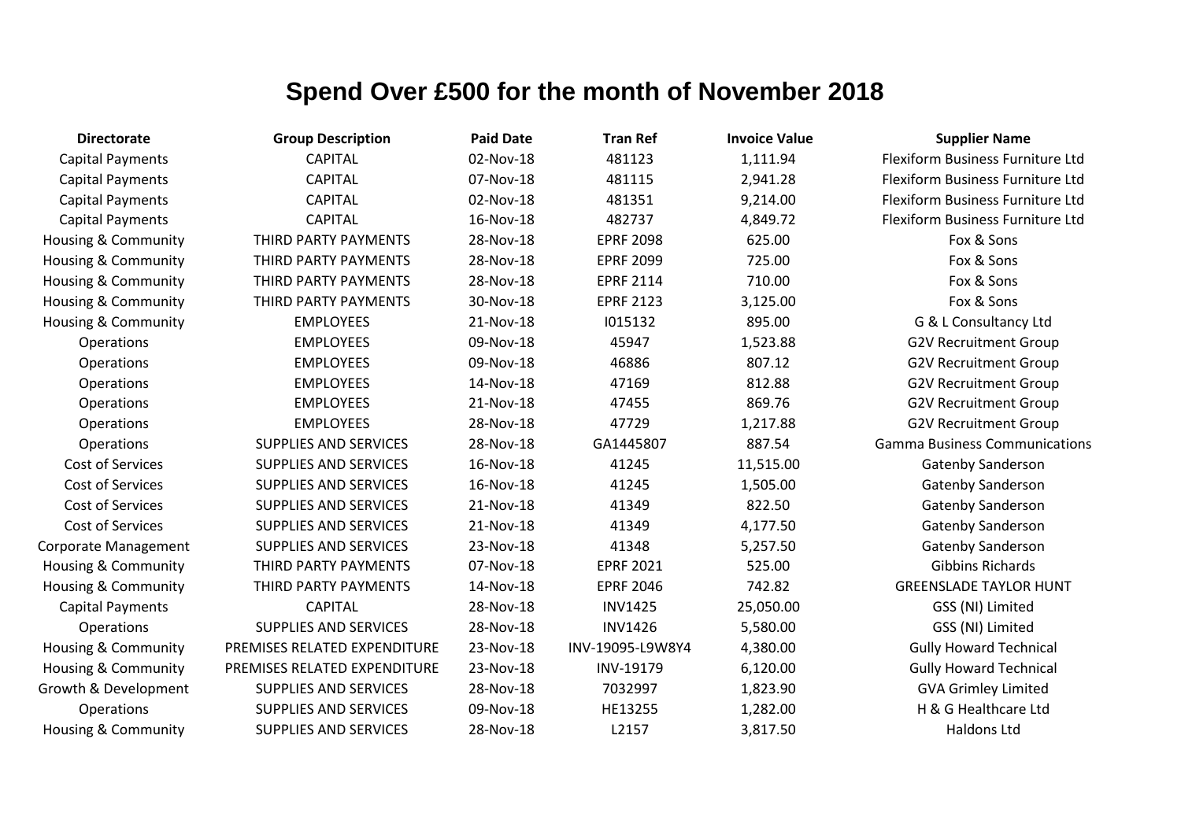# Spend Over £500 for the month of November 2018

| Directorate | Group Description | Paid Date | Tran Ref | Invoice Value | Supplier Name |
|---|---|---|---|---|---|
| Capital Payments | CAPITAL | 02-Nov-18 | 481123 | 1,111.94 | Flexiform Business Furniture Ltd |
| Capital Payments | CAPITAL | 07-Nov-18 | 481115 | 2,941.28 | Flexiform Business Furniture Ltd |
| Capital Payments | CAPITAL | 02-Nov-18 | 481351 | 9,214.00 | Flexiform Business Furniture Ltd |
| Capital Payments | CAPITAL | 16-Nov-18 | 482737 | 4,849.72 | Flexiform Business Furniture Ltd |
| Housing & Community | THIRD PARTY PAYMENTS | 28-Nov-18 | EPRF 2098 | 625.00 | Fox & Sons |
| Housing & Community | THIRD PARTY PAYMENTS | 28-Nov-18 | EPRF 2099 | 725.00 | Fox & Sons |
| Housing & Community | THIRD PARTY PAYMENTS | 28-Nov-18 | EPRF 2114 | 710.00 | Fox & Sons |
| Housing & Community | THIRD PARTY PAYMENTS | 30-Nov-18 | EPRF 2123 | 3,125.00 | Fox & Sons |
| Housing & Community | EMPLOYEES | 21-Nov-18 | I015132 | 895.00 | G & L Consultancy Ltd |
| Operations | EMPLOYEES | 09-Nov-18 | 45947 | 1,523.88 | G2V Recruitment Group |
| Operations | EMPLOYEES | 09-Nov-18 | 46886 | 807.12 | G2V Recruitment Group |
| Operations | EMPLOYEES | 14-Nov-18 | 47169 | 812.88 | G2V Recruitment Group |
| Operations | EMPLOYEES | 21-Nov-18 | 47455 | 869.76 | G2V Recruitment Group |
| Operations | EMPLOYEES | 28-Nov-18 | 47729 | 1,217.88 | G2V Recruitment Group |
| Operations | SUPPLIES AND SERVICES | 28-Nov-18 | GA1445807 | 887.54 | Gamma Business Communications |
| Cost of Services | SUPPLIES AND SERVICES | 16-Nov-18 | 41245 | 11,515.00 | Gatenby Sanderson |
| Cost of Services | SUPPLIES AND SERVICES | 16-Nov-18 | 41245 | 1,505.00 | Gatenby Sanderson |
| Cost of Services | SUPPLIES AND SERVICES | 21-Nov-18 | 41349 | 822.50 | Gatenby Sanderson |
| Cost of Services | SUPPLIES AND SERVICES | 21-Nov-18 | 41349 | 4,177.50 | Gatenby Sanderson |
| Corporate Management | SUPPLIES AND SERVICES | 23-Nov-18 | 41348 | 5,257.50 | Gatenby Sanderson |
| Housing & Community | THIRD PARTY PAYMENTS | 07-Nov-18 | EPRF 2021 | 525.00 | Gibbins Richards |
| Housing & Community | THIRD PARTY PAYMENTS | 14-Nov-18 | EPRF 2046 | 742.82 | GREENSLADE TAYLOR HUNT |
| Capital Payments | CAPITAL | 28-Nov-18 | INV1425 | 25,050.00 | GSS (NI) Limited |
| Operations | SUPPLIES AND SERVICES | 28-Nov-18 | INV1426 | 5,580.00 | GSS (NI) Limited |
| Housing & Community | PREMISES RELATED EXPENDITURE | 23-Nov-18 | INV-19095-L9W8Y4 | 4,380.00 | Gully Howard Technical |
| Housing & Community | PREMISES RELATED EXPENDITURE | 23-Nov-18 | INV-19179 | 6,120.00 | Gully Howard Technical |
| Growth & Development | SUPPLIES AND SERVICES | 28-Nov-18 | 7032997 | 1,823.90 | GVA Grimley Limited |
| Operations | SUPPLIES AND SERVICES | 09-Nov-18 | HE13255 | 1,282.00 | H & G Healthcare Ltd |
| Housing & Community | SUPPLIES AND SERVICES | 28-Nov-18 | L2157 | 3,817.50 | Haldons Ltd |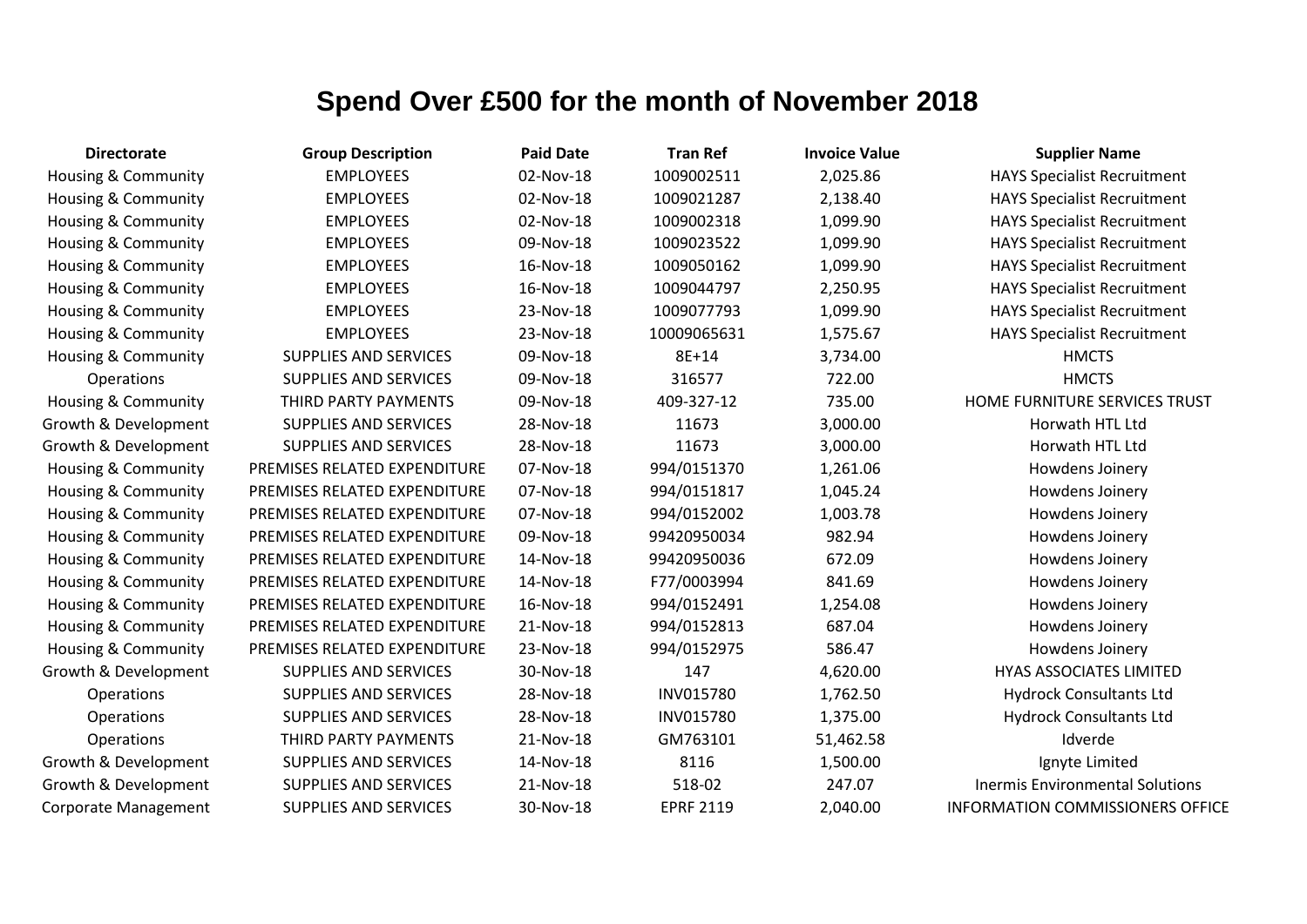# Spend Over £500 for the month of November 2018

| Directorate | Group Description | Paid Date | Tran Ref | Invoice Value | Supplier Name |
|---|---|---|---|---|---|
| Housing & Community | EMPLOYEES | 02-Nov-18 | 1009002511 | 2,025.86 | HAYS Specialist Recruitment |
| Housing & Community | EMPLOYEES | 02-Nov-18 | 1009021287 | 2,138.40 | HAYS Specialist Recruitment |
| Housing & Community | EMPLOYEES | 02-Nov-18 | 1009002318 | 1,099.90 | HAYS Specialist Recruitment |
| Housing & Community | EMPLOYEES | 09-Nov-18 | 1009023522 | 1,099.90 | HAYS Specialist Recruitment |
| Housing & Community | EMPLOYEES | 16-Nov-18 | 1009050162 | 1,099.90 | HAYS Specialist Recruitment |
| Housing & Community | EMPLOYEES | 16-Nov-18 | 1009044797 | 2,250.95 | HAYS Specialist Recruitment |
| Housing & Community | EMPLOYEES | 23-Nov-18 | 1009077793 | 1,099.90 | HAYS Specialist Recruitment |
| Housing & Community | EMPLOYEES | 23-Nov-18 | 10009065631 | 1,575.67 | HAYS Specialist Recruitment |
| Housing & Community | SUPPLIES AND SERVICES | 09-Nov-18 | 8E+14 | 3,734.00 | HMCTS |
| Operations | SUPPLIES AND SERVICES | 09-Nov-18 | 316577 | 722.00 | HMCTS |
| Housing & Community | THIRD PARTY PAYMENTS | 09-Nov-18 | 409-327-12 | 735.00 | HOME FURNITURE SERVICES TRUST |
| Growth & Development | SUPPLIES AND SERVICES | 28-Nov-18 | 11673 | 3,000.00 | Horwath HTL Ltd |
| Growth & Development | SUPPLIES AND SERVICES | 28-Nov-18 | 11673 | 3,000.00 | Horwath HTL Ltd |
| Housing & Community | PREMISES RELATED EXPENDITURE | 07-Nov-18 | 994/0151370 | 1,261.06 | Howdens Joinery |
| Housing & Community | PREMISES RELATED EXPENDITURE | 07-Nov-18 | 994/0151817 | 1,045.24 | Howdens Joinery |
| Housing & Community | PREMISES RELATED EXPENDITURE | 07-Nov-18 | 994/0152002 | 1,003.78 | Howdens Joinery |
| Housing & Community | PREMISES RELATED EXPENDITURE | 09-Nov-18 | 99420950034 | 982.94 | Howdens Joinery |
| Housing & Community | PREMISES RELATED EXPENDITURE | 14-Nov-18 | 99420950036 | 672.09 | Howdens Joinery |
| Housing & Community | PREMISES RELATED EXPENDITURE | 14-Nov-18 | F77/0003994 | 841.69 | Howdens Joinery |
| Housing & Community | PREMISES RELATED EXPENDITURE | 16-Nov-18 | 994/0152491 | 1,254.08 | Howdens Joinery |
| Housing & Community | PREMISES RELATED EXPENDITURE | 21-Nov-18 | 994/0152813 | 687.04 | Howdens Joinery |
| Housing & Community | PREMISES RELATED EXPENDITURE | 23-Nov-18 | 994/0152975 | 586.47 | Howdens Joinery |
| Growth & Development | SUPPLIES AND SERVICES | 30-Nov-18 | 147 | 4,620.00 | HYAS ASSOCIATES LIMITED |
| Operations | SUPPLIES AND SERVICES | 28-Nov-18 | INV015780 | 1,762.50 | Hydrock Consultants Ltd |
| Operations | SUPPLIES AND SERVICES | 28-Nov-18 | INV015780 | 1,375.00 | Hydrock Consultants Ltd |
| Operations | THIRD PARTY PAYMENTS | 21-Nov-18 | GM763101 | 51,462.58 | Idverde |
| Growth & Development | SUPPLIES AND SERVICES | 14-Nov-18 | 8116 | 1,500.00 | Ignyte Limited |
| Growth & Development | SUPPLIES AND SERVICES | 21-Nov-18 | 518-02 | 247.07 | Inermis Environmental Solutions |
| Corporate Management | SUPPLIES AND SERVICES | 30-Nov-18 | EPRF 2119 | 2,040.00 | INFORMATION COMMISSIONERS OFFICE |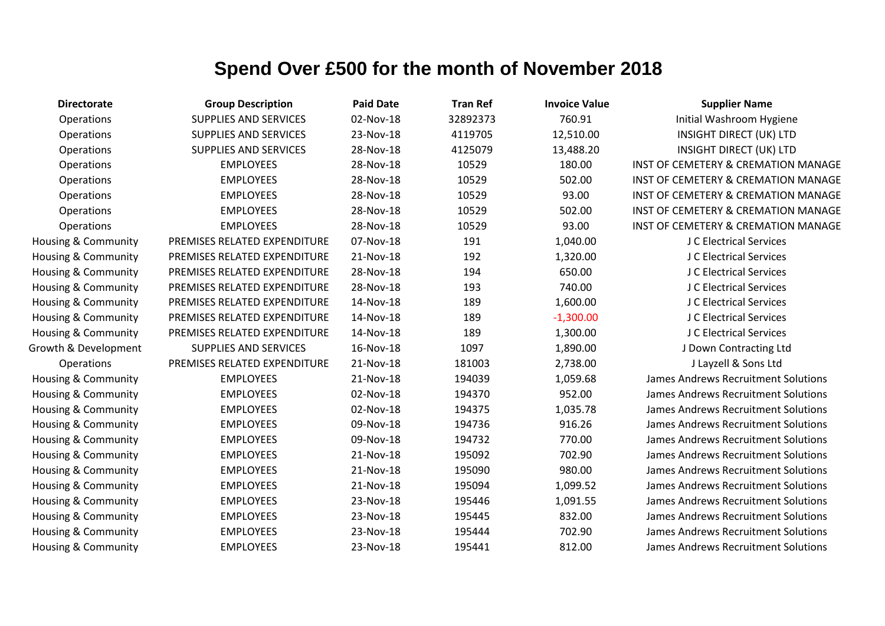# Spend Over £500 for the month of November 2018

| Directorate | Group Description | Paid Date | Tran Ref | Invoice Value | Supplier Name |
|---|---|---|---|---|---|
| Operations | SUPPLIES AND SERVICES | 02-Nov-18 | 32892373 | 760.91 | Initial Washroom Hygiene |
| Operations | SUPPLIES AND SERVICES | 23-Nov-18 | 4119705 | 12,510.00 | INSIGHT DIRECT (UK) LTD |
| Operations | SUPPLIES AND SERVICES | 28-Nov-18 | 4125079 | 13,488.20 | INSIGHT DIRECT (UK) LTD |
| Operations | EMPLOYEES | 28-Nov-18 | 10529 | 180.00 | INST OF CEMETERY & CREMATION MANAGE |
| Operations | EMPLOYEES | 28-Nov-18 | 10529 | 502.00 | INST OF CEMETERY & CREMATION MANAGE |
| Operations | EMPLOYEES | 28-Nov-18 | 10529 | 93.00 | INST OF CEMETERY & CREMATION MANAGE |
| Operations | EMPLOYEES | 28-Nov-18 | 10529 | 502.00 | INST OF CEMETERY & CREMATION MANAGE |
| Operations | EMPLOYEES | 28-Nov-18 | 10529 | 93.00 | INST OF CEMETERY & CREMATION MANAGE |
| Housing & Community | PREMISES RELATED EXPENDITURE | 07-Nov-18 | 191 | 1,040.00 | J C Electrical Services |
| Housing & Community | PREMISES RELATED EXPENDITURE | 21-Nov-18 | 192 | 1,320.00 | J C Electrical Services |
| Housing & Community | PREMISES RELATED EXPENDITURE | 28-Nov-18 | 194 | 650.00 | J C Electrical Services |
| Housing & Community | PREMISES RELATED EXPENDITURE | 28-Nov-18 | 193 | 740.00 | J C Electrical Services |
| Housing & Community | PREMISES RELATED EXPENDITURE | 14-Nov-18 | 189 | 1,600.00 | J C Electrical Services |
| Housing & Community | PREMISES RELATED EXPENDITURE | 14-Nov-18 | 189 | -1,300.00 | J C Electrical Services |
| Housing & Community | PREMISES RELATED EXPENDITURE | 14-Nov-18 | 189 | 1,300.00 | J C Electrical Services |
| Growth & Development | SUPPLIES AND SERVICES | 16-Nov-18 | 1097 | 1,890.00 | J Down Contracting Ltd |
| Operations | PREMISES RELATED EXPENDITURE | 21-Nov-18 | 181003 | 2,738.00 | J Layzell & Sons Ltd |
| Housing & Community | EMPLOYEES | 21-Nov-18 | 194039 | 1,059.68 | James Andrews Recruitment Solutions |
| Housing & Community | EMPLOYEES | 02-Nov-18 | 194370 | 952.00 | James Andrews Recruitment Solutions |
| Housing & Community | EMPLOYEES | 02-Nov-18 | 194375 | 1,035.78 | James Andrews Recruitment Solutions |
| Housing & Community | EMPLOYEES | 09-Nov-18 | 194736 | 916.26 | James Andrews Recruitment Solutions |
| Housing & Community | EMPLOYEES | 09-Nov-18 | 194732 | 770.00 | James Andrews Recruitment Solutions |
| Housing & Community | EMPLOYEES | 21-Nov-18 | 195092 | 702.90 | James Andrews Recruitment Solutions |
| Housing & Community | EMPLOYEES | 21-Nov-18 | 195090 | 980.00 | James Andrews Recruitment Solutions |
| Housing & Community | EMPLOYEES | 21-Nov-18 | 195094 | 1,099.52 | James Andrews Recruitment Solutions |
| Housing & Community | EMPLOYEES | 23-Nov-18 | 195446 | 1,091.55 | James Andrews Recruitment Solutions |
| Housing & Community | EMPLOYEES | 23-Nov-18 | 195445 | 832.00 | James Andrews Recruitment Solutions |
| Housing & Community | EMPLOYEES | 23-Nov-18 | 195444 | 702.90 | James Andrews Recruitment Solutions |
| Housing & Community | EMPLOYEES | 23-Nov-18 | 195441 | 812.00 | James Andrews Recruitment Solutions |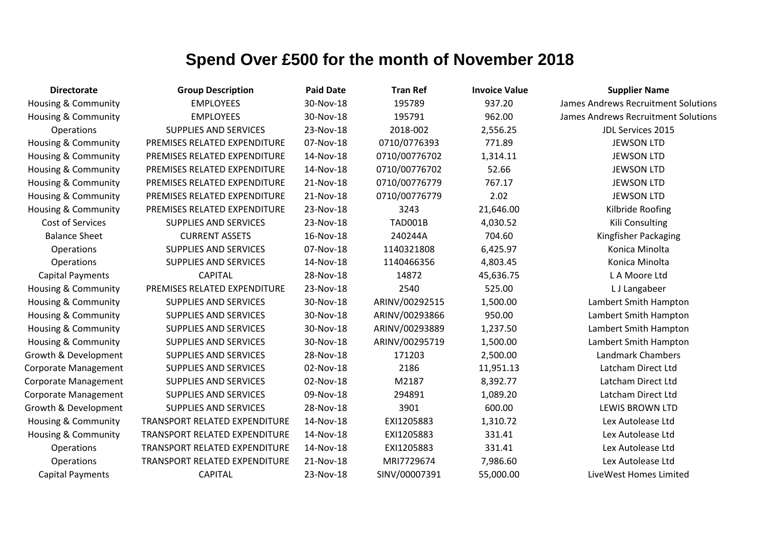# Spend Over £500 for the month of November 2018

| Directorate | Group Description | Paid Date | Tran Ref | Invoice Value | Supplier Name |
|---|---|---|---|---|---|
| Housing & Community | EMPLOYEES | 30-Nov-18 | 195789 | 937.20 | James Andrews Recruitment Solutions |
| Housing & Community | EMPLOYEES | 30-Nov-18 | 195791 | 962.00 | James Andrews Recruitment Solutions |
| Operations | SUPPLIES AND SERVICES | 23-Nov-18 | 2018-002 | 2,556.25 | JDL Services 2015 |
| Housing & Community | PREMISES RELATED EXPENDITURE | 07-Nov-18 | 0710/0776393 | 771.89 | JEWSON LTD |
| Housing & Community | PREMISES RELATED EXPENDITURE | 14-Nov-18 | 0710/00776702 | 1,314.11 | JEWSON LTD |
| Housing & Community | PREMISES RELATED EXPENDITURE | 14-Nov-18 | 0710/00776702 | 52.66 | JEWSON LTD |
| Housing & Community | PREMISES RELATED EXPENDITURE | 21-Nov-18 | 0710/00776779 | 767.17 | JEWSON LTD |
| Housing & Community | PREMISES RELATED EXPENDITURE | 21-Nov-18 | 0710/00776779 | 2.02 | JEWSON LTD |
| Housing & Community | PREMISES RELATED EXPENDITURE | 23-Nov-18 | 3243 | 21,646.00 | Kilbride Roofing |
| Cost of Services | SUPPLIES AND SERVICES | 23-Nov-18 | TAD001B | 4,030.52 | Kili Consulting |
| Balance Sheet | CURRENT ASSETS | 16-Nov-18 | 240244A | 704.60 | Kingfisher Packaging |
| Operations | SUPPLIES AND SERVICES | 07-Nov-18 | 1140321808 | 6,425.97 | Konica Minolta |
| Operations | SUPPLIES AND SERVICES | 14-Nov-18 | 1140466356 | 4,803.45 | Konica Minolta |
| Capital Payments | CAPITAL | 28-Nov-18 | 14872 | 45,636.75 | L A Moore Ltd |
| Housing & Community | PREMISES RELATED EXPENDITURE | 23-Nov-18 | 2540 | 525.00 | L J Langabeer |
| Housing & Community | SUPPLIES AND SERVICES | 30-Nov-18 | ARINV/00292515 | 1,500.00 | Lambert Smith Hampton |
| Housing & Community | SUPPLIES AND SERVICES | 30-Nov-18 | ARINV/00293866 | 950.00 | Lambert Smith Hampton |
| Housing & Community | SUPPLIES AND SERVICES | 30-Nov-18 | ARINV/00293889 | 1,237.50 | Lambert Smith Hampton |
| Housing & Community | SUPPLIES AND SERVICES | 30-Nov-18 | ARINV/00295719 | 1,500.00 | Lambert Smith Hampton |
| Growth & Development | SUPPLIES AND SERVICES | 28-Nov-18 | 171203 | 2,500.00 | Landmark Chambers |
| Corporate Management | SUPPLIES AND SERVICES | 02-Nov-18 | 2186 | 11,951.13 | Latcham Direct Ltd |
| Corporate Management | SUPPLIES AND SERVICES | 02-Nov-18 | M2187 | 8,392.77 | Latcham Direct Ltd |
| Corporate Management | SUPPLIES AND SERVICES | 09-Nov-18 | 294891 | 1,089.20 | Latcham Direct Ltd |
| Growth & Development | SUPPLIES AND SERVICES | 28-Nov-18 | 3901 | 600.00 | LEWIS BROWN LTD |
| Housing & Community | TRANSPORT RELATED EXPENDITURE | 14-Nov-18 | EXI1205883 | 1,310.72 | Lex Autolease Ltd |
| Housing & Community | TRANSPORT RELATED EXPENDITURE | 14-Nov-18 | EXI1205883 | 331.41 | Lex Autolease Ltd |
| Operations | TRANSPORT RELATED EXPENDITURE | 14-Nov-18 | EXI1205883 | 331.41 | Lex Autolease Ltd |
| Operations | TRANSPORT RELATED EXPENDITURE | 21-Nov-18 | MRI7729674 | 7,986.60 | Lex Autolease Ltd |
| Capital Payments | CAPITAL | 23-Nov-18 | SINV/00007391 | 55,000.00 | LiveWest Homes Limited |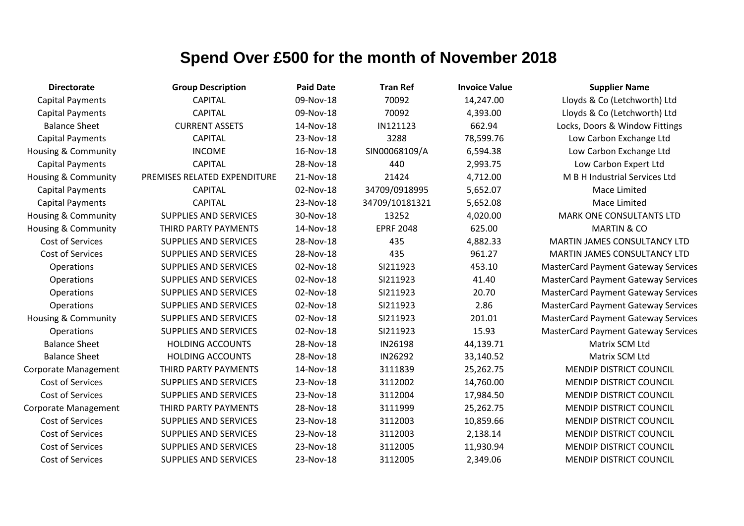# Spend Over £500 for the month of November 2018

| Directorate | Group Description | Paid Date | Tran Ref | Invoice Value | Supplier Name |
|---|---|---|---|---|---|
| Capital Payments | CAPITAL | 09-Nov-18 | 70092 | 14,247.00 | Lloyds & Co (Letchworth) Ltd |
| Capital Payments | CAPITAL | 09-Nov-18 | 70092 | 4,393.00 | Lloyds & Co (Letchworth) Ltd |
| Balance Sheet | CURRENT ASSETS | 14-Nov-18 | IN121123 | 662.94 | Locks, Doors & Window Fittings |
| Capital Payments | CAPITAL | 23-Nov-18 | 3288 | 78,599.76 | Low Carbon Exchange Ltd |
| Housing & Community | INCOME | 16-Nov-18 | SIN00068109/A | 6,594.38 | Low Carbon Exchange Ltd |
| Capital Payments | CAPITAL | 28-Nov-18 | 440 | 2,993.75 | Low Carbon Expert Ltd |
| Housing & Community | PREMISES RELATED EXPENDITURE | 21-Nov-18 | 21424 | 4,712.00 | M B H Industrial Services Ltd |
| Capital Payments | CAPITAL | 02-Nov-18 | 34709/0918995 | 5,652.07 | Mace Limited |
| Capital Payments | CAPITAL | 23-Nov-18 | 34709/10181321 | 5,652.08 | Mace Limited |
| Housing & Community | SUPPLIES AND SERVICES | 30-Nov-18 | 13252 | 4,020.00 | MARK ONE CONSULTANTS LTD |
| Housing & Community | THIRD PARTY PAYMENTS | 14-Nov-18 | EPRF 2048 | 625.00 | MARTIN & CO |
| Cost of Services | SUPPLIES AND SERVICES | 28-Nov-18 | 435 | 4,882.33 | MARTIN JAMES CONSULTANCY LTD |
| Cost of Services | SUPPLIES AND SERVICES | 28-Nov-18 | 435 | 961.27 | MARTIN JAMES CONSULTANCY LTD |
| Operations | SUPPLIES AND SERVICES | 02-Nov-18 | SI211923 | 453.10 | MasterCard Payment Gateway Services |
| Operations | SUPPLIES AND SERVICES | 02-Nov-18 | SI211923 | 41.40 | MasterCard Payment Gateway Services |
| Operations | SUPPLIES AND SERVICES | 02-Nov-18 | SI211923 | 20.70 | MasterCard Payment Gateway Services |
| Operations | SUPPLIES AND SERVICES | 02-Nov-18 | SI211923 | 2.86 | MasterCard Payment Gateway Services |
| Housing & Community | SUPPLIES AND SERVICES | 02-Nov-18 | SI211923 | 201.01 | MasterCard Payment Gateway Services |
| Operations | SUPPLIES AND SERVICES | 02-Nov-18 | SI211923 | 15.93 | MasterCard Payment Gateway Services |
| Balance Sheet | HOLDING ACCOUNTS | 28-Nov-18 | IN26198 | 44,139.71 | Matrix SCM Ltd |
| Balance Sheet | HOLDING ACCOUNTS | 28-Nov-18 | IN26292 | 33,140.52 | Matrix SCM Ltd |
| Corporate Management | THIRD PARTY PAYMENTS | 14-Nov-18 | 3111839 | 25,262.75 | MENDIP DISTRICT COUNCIL |
| Cost of Services | SUPPLIES AND SERVICES | 23-Nov-18 | 3112002 | 14,760.00 | MENDIP DISTRICT COUNCIL |
| Cost of Services | SUPPLIES AND SERVICES | 23-Nov-18 | 3112004 | 17,984.50 | MENDIP DISTRICT COUNCIL |
| Corporate Management | THIRD PARTY PAYMENTS | 28-Nov-18 | 3111999 | 25,262.75 | MENDIP DISTRICT COUNCIL |
| Cost of Services | SUPPLIES AND SERVICES | 23-Nov-18 | 3112003 | 10,859.66 | MENDIP DISTRICT COUNCIL |
| Cost of Services | SUPPLIES AND SERVICES | 23-Nov-18 | 3112003 | 2,138.14 | MENDIP DISTRICT COUNCIL |
| Cost of Services | SUPPLIES AND SERVICES | 23-Nov-18 | 3112005 | 11,930.94 | MENDIP DISTRICT COUNCIL |
| Cost of Services | SUPPLIES AND SERVICES | 23-Nov-18 | 3112005 | 2,349.06 | MENDIP DISTRICT COUNCIL |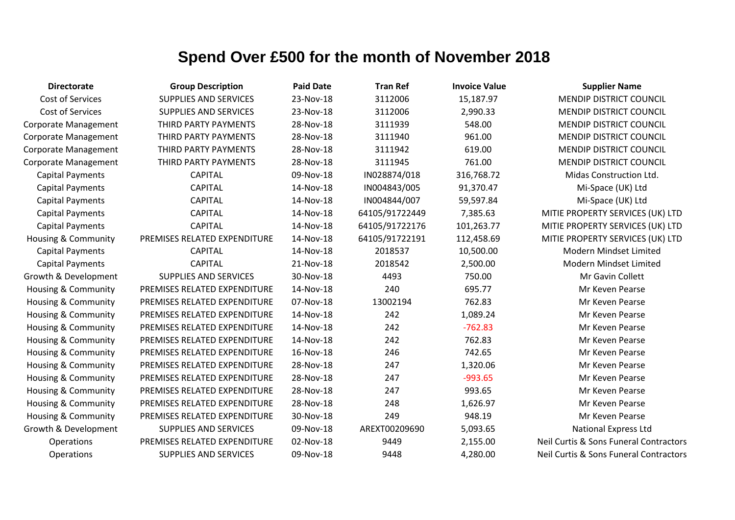# Spend Over £500 for the month of November 2018

| Directorate | Group Description | Paid Date | Tran Ref | Invoice Value | Supplier Name |
| --- | --- | --- | --- | --- | --- |
| Cost of Services | SUPPLIES AND SERVICES | 23-Nov-18 | 3112006 | 15,187.97 | MENDIP DISTRICT COUNCIL |
| Cost of Services | SUPPLIES AND SERVICES | 23-Nov-18 | 3112006 | 2,990.33 | MENDIP DISTRICT COUNCIL |
| Corporate Management | THIRD PARTY PAYMENTS | 28-Nov-18 | 3111939 | 548.00 | MENDIP DISTRICT COUNCIL |
| Corporate Management | THIRD PARTY PAYMENTS | 28-Nov-18 | 3111940 | 961.00 | MENDIP DISTRICT COUNCIL |
| Corporate Management | THIRD PARTY PAYMENTS | 28-Nov-18 | 3111942 | 619.00 | MENDIP DISTRICT COUNCIL |
| Corporate Management | THIRD PARTY PAYMENTS | 28-Nov-18 | 3111945 | 761.00 | MENDIP DISTRICT COUNCIL |
| Capital Payments | CAPITAL | 09-Nov-18 | IN028874/018 | 316,768.72 | Midas Construction Ltd. |
| Capital Payments | CAPITAL | 14-Nov-18 | IN004843/005 | 91,370.47 | Mi-Space (UK) Ltd |
| Capital Payments | CAPITAL | 14-Nov-18 | IN004844/007 | 59,597.84 | Mi-Space (UK) Ltd |
| Capital Payments | CAPITAL | 14-Nov-18 | 64105/91722449 | 7,385.63 | MITIE PROPERTY SERVICES (UK) LTD |
| Capital Payments | CAPITAL | 14-Nov-18 | 64105/91722176 | 101,263.77 | MITIE PROPERTY SERVICES (UK) LTD |
| Housing & Community | PREMISES RELATED EXPENDITURE | 14-Nov-18 | 64105/91722191 | 112,458.69 | MITIE PROPERTY SERVICES (UK) LTD |
| Capital Payments | CAPITAL | 14-Nov-18 | 2018537 | 10,500.00 | Modern Mindset Limited |
| Capital Payments | CAPITAL | 21-Nov-18 | 2018542 | 2,500.00 | Modern Mindset Limited |
| Growth & Development | SUPPLIES AND SERVICES | 30-Nov-18 | 4493 | 750.00 | Mr Gavin Collett |
| Housing & Community | PREMISES RELATED EXPENDITURE | 14-Nov-18 | 240 | 695.77 | Mr Keven Pearse |
| Housing & Community | PREMISES RELATED EXPENDITURE | 07-Nov-18 | 13002194 | 762.83 | Mr Keven Pearse |
| Housing & Community | PREMISES RELATED EXPENDITURE | 14-Nov-18 | 242 | 1,089.24 | Mr Keven Pearse |
| Housing & Community | PREMISES RELATED EXPENDITURE | 14-Nov-18 | 242 | -762.83 | Mr Keven Pearse |
| Housing & Community | PREMISES RELATED EXPENDITURE | 14-Nov-18 | 242 | 762.83 | Mr Keven Pearse |
| Housing & Community | PREMISES RELATED EXPENDITURE | 16-Nov-18 | 246 | 742.65 | Mr Keven Pearse |
| Housing & Community | PREMISES RELATED EXPENDITURE | 28-Nov-18 | 247 | 1,320.06 | Mr Keven Pearse |
| Housing & Community | PREMISES RELATED EXPENDITURE | 28-Nov-18 | 247 | -993.65 | Mr Keven Pearse |
| Housing & Community | PREMISES RELATED EXPENDITURE | 28-Nov-18 | 247 | 993.65 | Mr Keven Pearse |
| Housing & Community | PREMISES RELATED EXPENDITURE | 28-Nov-18 | 248 | 1,626.97 | Mr Keven Pearse |
| Housing & Community | PREMISES RELATED EXPENDITURE | 30-Nov-18 | 249 | 948.19 | Mr Keven Pearse |
| Growth & Development | SUPPLIES AND SERVICES | 09-Nov-18 | AREXT00209690 | 5,093.65 | National Express Ltd |
| Operations | PREMISES RELATED EXPENDITURE | 02-Nov-18 | 9449 | 2,155.00 | Neil Curtis & Sons Funeral Contractors |
| Operations | SUPPLIES AND SERVICES | 09-Nov-18 | 9448 | 4,280.00 | Neil Curtis & Sons Funeral Contractors |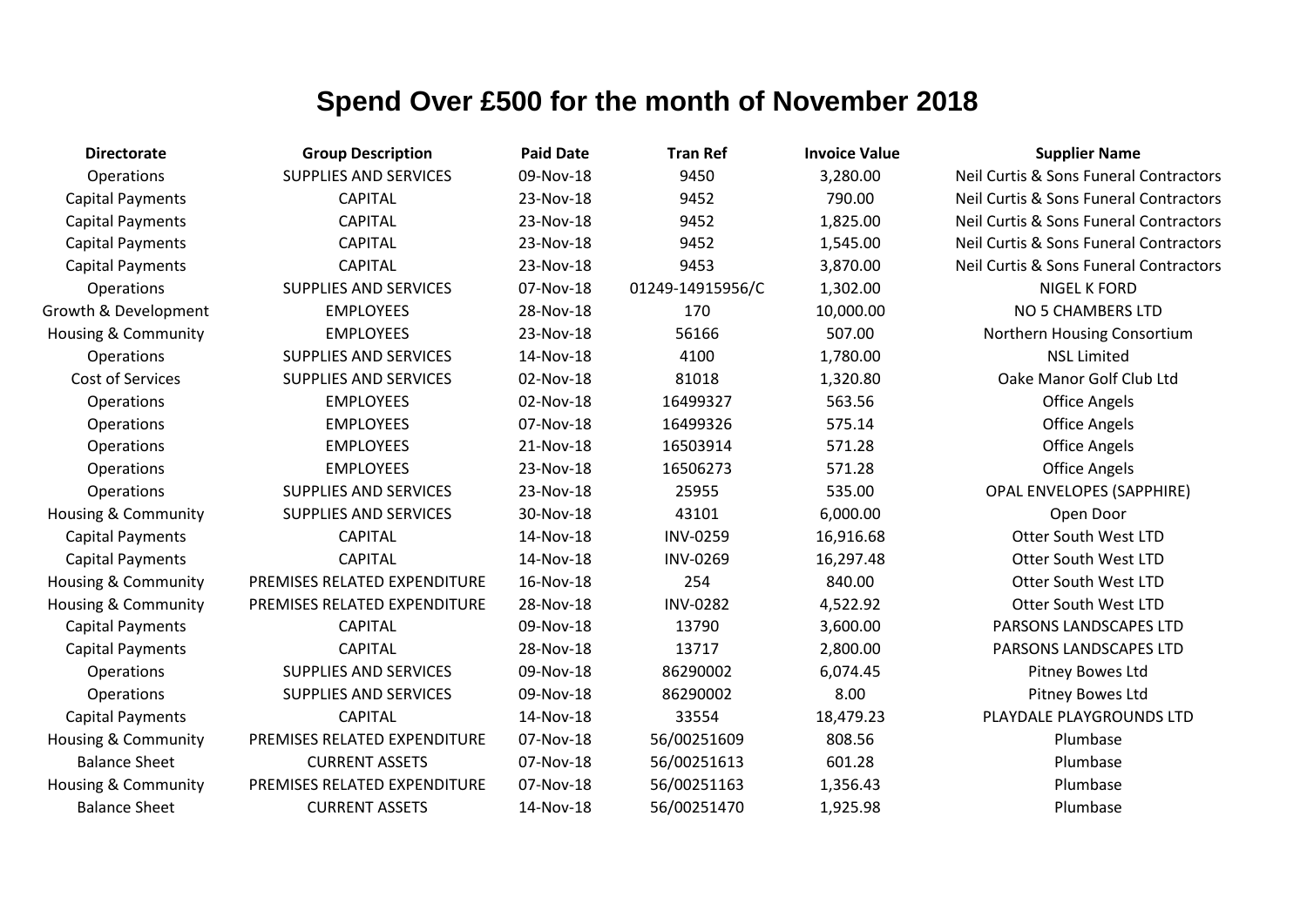# Spend Over £500 for the month of November 2018

| Directorate | Group Description | Paid Date | Tran Ref | Invoice Value | Supplier Name |
|---|---|---|---|---|---|
| Operations | SUPPLIES AND SERVICES | 09-Nov-18 | 9450 | 3,280.00 | Neil Curtis & Sons Funeral Contractors |
| Capital Payments | CAPITAL | 23-Nov-18 | 9452 | 790.00 | Neil Curtis & Sons Funeral Contractors |
| Capital Payments | CAPITAL | 23-Nov-18 | 9452 | 1,825.00 | Neil Curtis & Sons Funeral Contractors |
| Capital Payments | CAPITAL | 23-Nov-18 | 9452 | 1,545.00 | Neil Curtis & Sons Funeral Contractors |
| Capital Payments | CAPITAL | 23-Nov-18 | 9453 | 3,870.00 | Neil Curtis & Sons Funeral Contractors |
| Operations | SUPPLIES AND SERVICES | 07-Nov-18 | 01249-14915956/C | 1,302.00 | NIGEL K FORD |
| Growth & Development | EMPLOYEES | 28-Nov-18 | 170 | 10,000.00 | NO 5 CHAMBERS LTD |
| Housing & Community | EMPLOYEES | 23-Nov-18 | 56166 | 507.00 | Northern Housing Consortium |
| Operations | SUPPLIES AND SERVICES | 14-Nov-18 | 4100 | 1,780.00 | NSL Limited |
| Cost of Services | SUPPLIES AND SERVICES | 02-Nov-18 | 81018 | 1,320.80 | Oake Manor Golf Club Ltd |
| Operations | EMPLOYEES | 02-Nov-18 | 16499327 | 563.56 | Office Angels |
| Operations | EMPLOYEES | 07-Nov-18 | 16499326 | 575.14 | Office Angels |
| Operations | EMPLOYEES | 21-Nov-18 | 16503914 | 571.28 | Office Angels |
| Operations | EMPLOYEES | 23-Nov-18 | 16506273 | 571.28 | Office Angels |
| Operations | SUPPLIES AND SERVICES | 23-Nov-18 | 25955 | 535.00 | OPAL ENVELOPES (SAPPHIRE) |
| Housing & Community | SUPPLIES AND SERVICES | 30-Nov-18 | 43101 | 6,000.00 | Open Door |
| Capital Payments | CAPITAL | 14-Nov-18 | INV-0259 | 16,916.68 | Otter South West LTD |
| Capital Payments | CAPITAL | 14-Nov-18 | INV-0269 | 16,297.48 | Otter South West LTD |
| Housing & Community | PREMISES RELATED EXPENDITURE | 16-Nov-18 | 254 | 840.00 | Otter South West LTD |
| Housing & Community | PREMISES RELATED EXPENDITURE | 28-Nov-18 | INV-0282 | 4,522.92 | Otter South West LTD |
| Capital Payments | CAPITAL | 09-Nov-18 | 13790 | 3,600.00 | PARSONS LANDSCAPES LTD |
| Capital Payments | CAPITAL | 28-Nov-18 | 13717 | 2,800.00 | PARSONS LANDSCAPES LTD |
| Operations | SUPPLIES AND SERVICES | 09-Nov-18 | 86290002 | 6,074.45 | Pitney Bowes Ltd |
| Operations | SUPPLIES AND SERVICES | 09-Nov-18 | 86290002 | 8.00 | Pitney Bowes Ltd |
| Capital Payments | CAPITAL | 14-Nov-18 | 33554 | 18,479.23 | PLAYDALE PLAYGROUNDS LTD |
| Housing & Community | PREMISES RELATED EXPENDITURE | 07-Nov-18 | 56/00251609 | 808.56 | Plumbase |
| Balance Sheet | CURRENT ASSETS | 07-Nov-18 | 56/00251613 | 601.28 | Plumbase |
| Housing & Community | PREMISES RELATED EXPENDITURE | 07-Nov-18 | 56/00251163 | 1,356.43 | Plumbase |
| Balance Sheet | CURRENT ASSETS | 14-Nov-18 | 56/00251470 | 1,925.98 | Plumbase |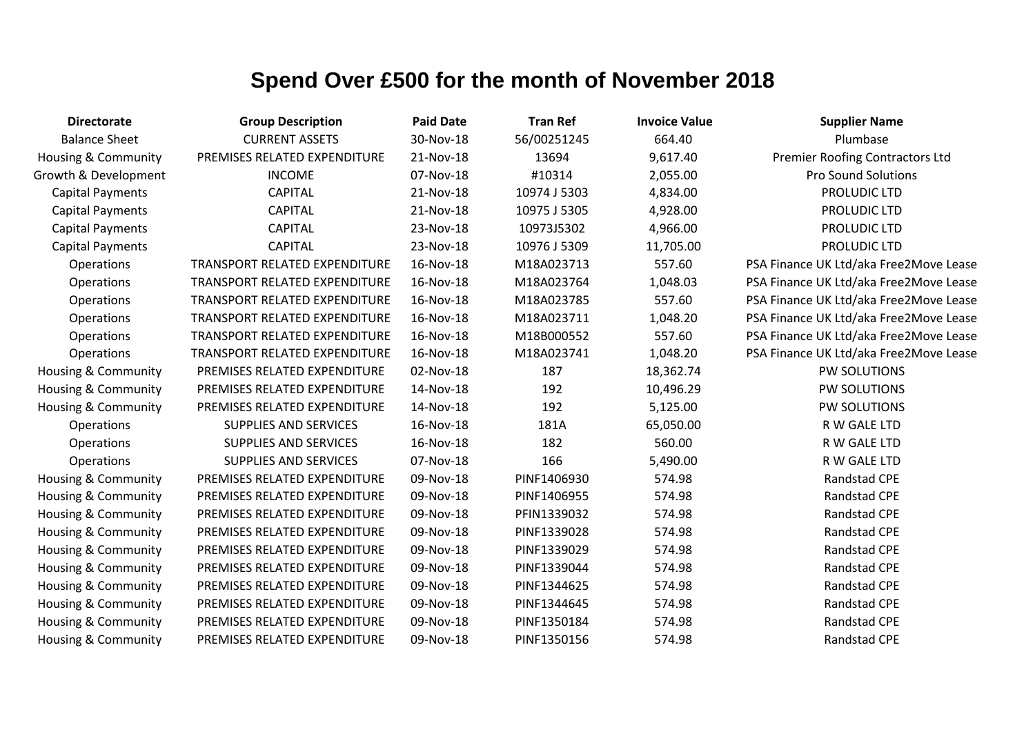# Spend Over £500 for the month of November 2018

| Directorate | Group Description | Paid Date | Tran Ref | Invoice Value | Supplier Name |
|---|---|---|---|---|---|
| Balance Sheet | CURRENT ASSETS | 30-Nov-18 | 56/00251245 | 664.40 | Plumbase |
| Housing & Community | PREMISES RELATED EXPENDITURE | 21-Nov-18 | 13694 | 9,617.40 | Premier Roofing Contractors Ltd |
| Growth & Development | INCOME | 07-Nov-18 | #10314 | 2,055.00 | Pro Sound Solutions |
| Capital Payments | CAPITAL | 21-Nov-18 | 10974 J 5303 | 4,834.00 | PROLUDIC LTD |
| Capital Payments | CAPITAL | 21-Nov-18 | 10975 J 5305 | 4,928.00 | PROLUDIC LTD |
| Capital Payments | CAPITAL | 23-Nov-18 | 10973J5302 | 4,966.00 | PROLUDIC LTD |
| Capital Payments | CAPITAL | 23-Nov-18 | 10976 J 5309 | 11,705.00 | PROLUDIC LTD |
| Operations | TRANSPORT RELATED EXPENDITURE | 16-Nov-18 | M18A023713 | 557.60 | PSA Finance UK Ltd/aka Free2Move Lease |
| Operations | TRANSPORT RELATED EXPENDITURE | 16-Nov-18 | M18A023764 | 1,048.03 | PSA Finance UK Ltd/aka Free2Move Lease |
| Operations | TRANSPORT RELATED EXPENDITURE | 16-Nov-18 | M18A023785 | 557.60 | PSA Finance UK Ltd/aka Free2Move Lease |
| Operations | TRANSPORT RELATED EXPENDITURE | 16-Nov-18 | M18A023711 | 1,048.20 | PSA Finance UK Ltd/aka Free2Move Lease |
| Operations | TRANSPORT RELATED EXPENDITURE | 16-Nov-18 | M18B000552 | 557.60 | PSA Finance UK Ltd/aka Free2Move Lease |
| Operations | TRANSPORT RELATED EXPENDITURE | 16-Nov-18 | M18A023741 | 1,048.20 | PSA Finance UK Ltd/aka Free2Move Lease |
| Housing & Community | PREMISES RELATED EXPENDITURE | 02-Nov-18 | 187 | 18,362.74 | PW SOLUTIONS |
| Housing & Community | PREMISES RELATED EXPENDITURE | 14-Nov-18 | 192 | 10,496.29 | PW SOLUTIONS |
| Housing & Community | PREMISES RELATED EXPENDITURE | 14-Nov-18 | 192 | 5,125.00 | PW SOLUTIONS |
| Operations | SUPPLIES AND SERVICES | 16-Nov-18 | 181A | 65,050.00 | R W GALE LTD |
| Operations | SUPPLIES AND SERVICES | 16-Nov-18 | 182 | 560.00 | R W GALE LTD |
| Operations | SUPPLIES AND SERVICES | 07-Nov-18 | 166 | 5,490.00 | R W GALE LTD |
| Housing & Community | PREMISES RELATED EXPENDITURE | 09-Nov-18 | PINF1406930 | 574.98 | Randstad CPE |
| Housing & Community | PREMISES RELATED EXPENDITURE | 09-Nov-18 | PINF1406955 | 574.98 | Randstad CPE |
| Housing & Community | PREMISES RELATED EXPENDITURE | 09-Nov-18 | PFIN1339032 | 574.98 | Randstad CPE |
| Housing & Community | PREMISES RELATED EXPENDITURE | 09-Nov-18 | PINF1339028 | 574.98 | Randstad CPE |
| Housing & Community | PREMISES RELATED EXPENDITURE | 09-Nov-18 | PINF1339029 | 574.98 | Randstad CPE |
| Housing & Community | PREMISES RELATED EXPENDITURE | 09-Nov-18 | PINF1339044 | 574.98 | Randstad CPE |
| Housing & Community | PREMISES RELATED EXPENDITURE | 09-Nov-18 | PINF1344625 | 574.98 | Randstad CPE |
| Housing & Community | PREMISES RELATED EXPENDITURE | 09-Nov-18 | PINF1344645 | 574.98 | Randstad CPE |
| Housing & Community | PREMISES RELATED EXPENDITURE | 09-Nov-18 | PINF1350184 | 574.98 | Randstad CPE |
| Housing & Community | PREMISES RELATED EXPENDITURE | 09-Nov-18 | PINF1350156 | 574.98 | Randstad CPE |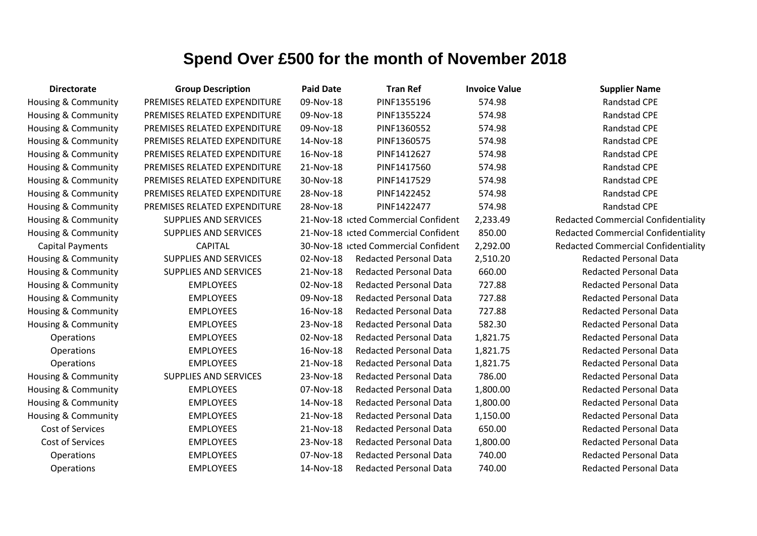# Spend Over £500 for the month of November 2018

| Directorate | Group Description | Paid Date | Tran Ref | Invoice Value | Supplier Name |
|---|---|---|---|---|---|
| Housing & Community | PREMISES RELATED EXPENDITURE | 09-Nov-18 | PINF1355196 | 574.98 | Randstad CPE |
| Housing & Community | PREMISES RELATED EXPENDITURE | 09-Nov-18 | PINF1355224 | 574.98 | Randstad CPE |
| Housing & Community | PREMISES RELATED EXPENDITURE | 09-Nov-18 | PINF1360552 | 574.98 | Randstad CPE |
| Housing & Community | PREMISES RELATED EXPENDITURE | 14-Nov-18 | PINF1360575 | 574.98 | Randstad CPE |
| Housing & Community | PREMISES RELATED EXPENDITURE | 16-Nov-18 | PINF1412627 | 574.98 | Randstad CPE |
| Housing & Community | PREMISES RELATED EXPENDITURE | 21-Nov-18 | PINF1417560 | 574.98 | Randstad CPE |
| Housing & Community | PREMISES RELATED EXPENDITURE | 30-Nov-18 | PINF1417529 | 574.98 | Randstad CPE |
| Housing & Community | PREMISES RELATED EXPENDITURE | 28-Nov-18 | PINF1422452 | 574.98 | Randstad CPE |
| Housing & Community | PREMISES RELATED EXPENDITURE | 28-Nov-18 | PINF1422477 | 574.98 | Randstad CPE |
| Housing & Community | SUPPLIES AND SERVICES | 21-Nov-18 | acted Commercial Confident | 2,233.49 | Redacted Commercial Confidentiality |
| Housing & Community | SUPPLIES AND SERVICES | 21-Nov-18 | acted Commercial Confident | 850.00 | Redacted Commercial Confidentiality |
| Capital Payments | CAPITAL | 30-Nov-18 | acted Commercial Confident | 2,292.00 | Redacted Commercial Confidentiality |
| Housing & Community | SUPPLIES AND SERVICES | 02-Nov-18 | Redacted Personal Data | 2,510.20 | Redacted Personal Data |
| Housing & Community | SUPPLIES AND SERVICES | 21-Nov-18 | Redacted Personal Data | 660.00 | Redacted Personal Data |
| Housing & Community | EMPLOYEES | 02-Nov-18 | Redacted Personal Data | 727.88 | Redacted Personal Data |
| Housing & Community | EMPLOYEES | 09-Nov-18 | Redacted Personal Data | 727.88 | Redacted Personal Data |
| Housing & Community | EMPLOYEES | 16-Nov-18 | Redacted Personal Data | 727.88 | Redacted Personal Data |
| Housing & Community | EMPLOYEES | 23-Nov-18 | Redacted Personal Data | 582.30 | Redacted Personal Data |
| Operations | EMPLOYEES | 02-Nov-18 | Redacted Personal Data | 1,821.75 | Redacted Personal Data |
| Operations | EMPLOYEES | 16-Nov-18 | Redacted Personal Data | 1,821.75 | Redacted Personal Data |
| Operations | EMPLOYEES | 21-Nov-18 | Redacted Personal Data | 1,821.75 | Redacted Personal Data |
| Housing & Community | SUPPLIES AND SERVICES | 23-Nov-18 | Redacted Personal Data | 786.00 | Redacted Personal Data |
| Housing & Community | EMPLOYEES | 07-Nov-18 | Redacted Personal Data | 1,800.00 | Redacted Personal Data |
| Housing & Community | EMPLOYEES | 14-Nov-18 | Redacted Personal Data | 1,800.00 | Redacted Personal Data |
| Housing & Community | EMPLOYEES | 21-Nov-18 | Redacted Personal Data | 1,150.00 | Redacted Personal Data |
| Cost of Services | EMPLOYEES | 21-Nov-18 | Redacted Personal Data | 650.00 | Redacted Personal Data |
| Cost of Services | EMPLOYEES | 23-Nov-18 | Redacted Personal Data | 1,800.00 | Redacted Personal Data |
| Operations | EMPLOYEES | 07-Nov-18 | Redacted Personal Data | 740.00 | Redacted Personal Data |
| Operations | EMPLOYEES | 14-Nov-18 | Redacted Personal Data | 740.00 | Redacted Personal Data |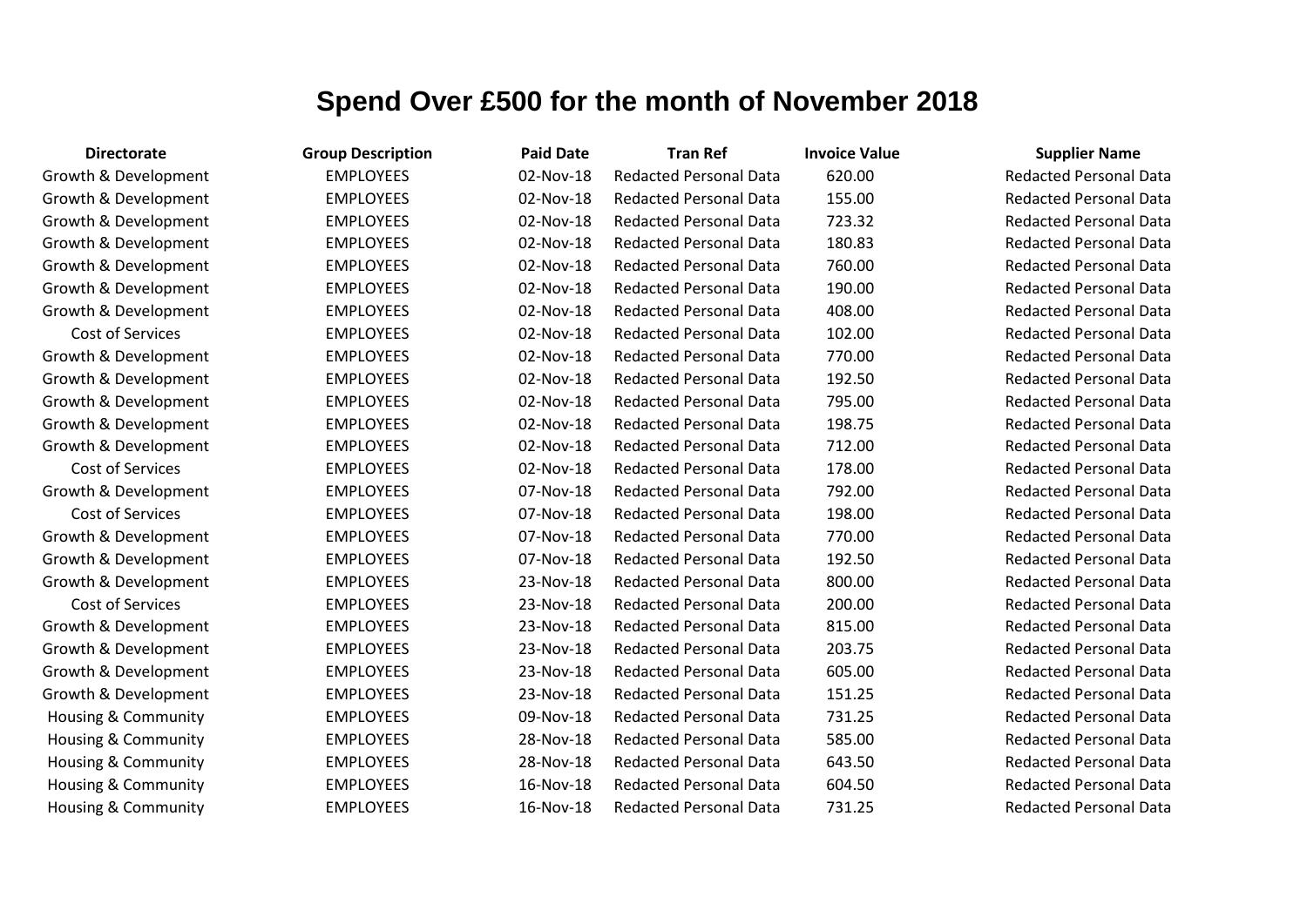# Spend Over £500 for the month of November 2018

| Directorate | Group Description | Paid Date | Tran Ref | Invoice Value | Supplier Name |
|---|---|---|---|---|---|
| Growth & Development | EMPLOYEES | 02-Nov-18 | Redacted Personal Data | 620.00 | Redacted Personal Data |
| Growth & Development | EMPLOYEES | 02-Nov-18 | Redacted Personal Data | 155.00 | Redacted Personal Data |
| Growth & Development | EMPLOYEES | 02-Nov-18 | Redacted Personal Data | 723.32 | Redacted Personal Data |
| Growth & Development | EMPLOYEES | 02-Nov-18 | Redacted Personal Data | 180.83 | Redacted Personal Data |
| Growth & Development | EMPLOYEES | 02-Nov-18 | Redacted Personal Data | 760.00 | Redacted Personal Data |
| Growth & Development | EMPLOYEES | 02-Nov-18 | Redacted Personal Data | 190.00 | Redacted Personal Data |
| Growth & Development | EMPLOYEES | 02-Nov-18 | Redacted Personal Data | 408.00 | Redacted Personal Data |
| Cost of Services | EMPLOYEES | 02-Nov-18 | Redacted Personal Data | 102.00 | Redacted Personal Data |
| Growth & Development | EMPLOYEES | 02-Nov-18 | Redacted Personal Data | 770.00 | Redacted Personal Data |
| Growth & Development | EMPLOYEES | 02-Nov-18 | Redacted Personal Data | 192.50 | Redacted Personal Data |
| Growth & Development | EMPLOYEES | 02-Nov-18 | Redacted Personal Data | 795.00 | Redacted Personal Data |
| Growth & Development | EMPLOYEES | 02-Nov-18 | Redacted Personal Data | 198.75 | Redacted Personal Data |
| Growth & Development | EMPLOYEES | 02-Nov-18 | Redacted Personal Data | 712.00 | Redacted Personal Data |
| Cost of Services | EMPLOYEES | 02-Nov-18 | Redacted Personal Data | 178.00 | Redacted Personal Data |
| Growth & Development | EMPLOYEES | 07-Nov-18 | Redacted Personal Data | 792.00 | Redacted Personal Data |
| Cost of Services | EMPLOYEES | 07-Nov-18 | Redacted Personal Data | 198.00 | Redacted Personal Data |
| Growth & Development | EMPLOYEES | 07-Nov-18 | Redacted Personal Data | 770.00 | Redacted Personal Data |
| Growth & Development | EMPLOYEES | 07-Nov-18 | Redacted Personal Data | 192.50 | Redacted Personal Data |
| Growth & Development | EMPLOYEES | 23-Nov-18 | Redacted Personal Data | 800.00 | Redacted Personal Data |
| Cost of Services | EMPLOYEES | 23-Nov-18 | Redacted Personal Data | 200.00 | Redacted Personal Data |
| Growth & Development | EMPLOYEES | 23-Nov-18 | Redacted Personal Data | 815.00 | Redacted Personal Data |
| Growth & Development | EMPLOYEES | 23-Nov-18 | Redacted Personal Data | 203.75 | Redacted Personal Data |
| Growth & Development | EMPLOYEES | 23-Nov-18 | Redacted Personal Data | 605.00 | Redacted Personal Data |
| Growth & Development | EMPLOYEES | 23-Nov-18 | Redacted Personal Data | 151.25 | Redacted Personal Data |
| Housing & Community | EMPLOYEES | 09-Nov-18 | Redacted Personal Data | 731.25 | Redacted Personal Data |
| Housing & Community | EMPLOYEES | 28-Nov-18 | Redacted Personal Data | 585.00 | Redacted Personal Data |
| Housing & Community | EMPLOYEES | 28-Nov-18 | Redacted Personal Data | 643.50 | Redacted Personal Data |
| Housing & Community | EMPLOYEES | 16-Nov-18 | Redacted Personal Data | 604.50 | Redacted Personal Data |
| Housing & Community | EMPLOYEES | 16-Nov-18 | Redacted Personal Data | 731.25 | Redacted Personal Data |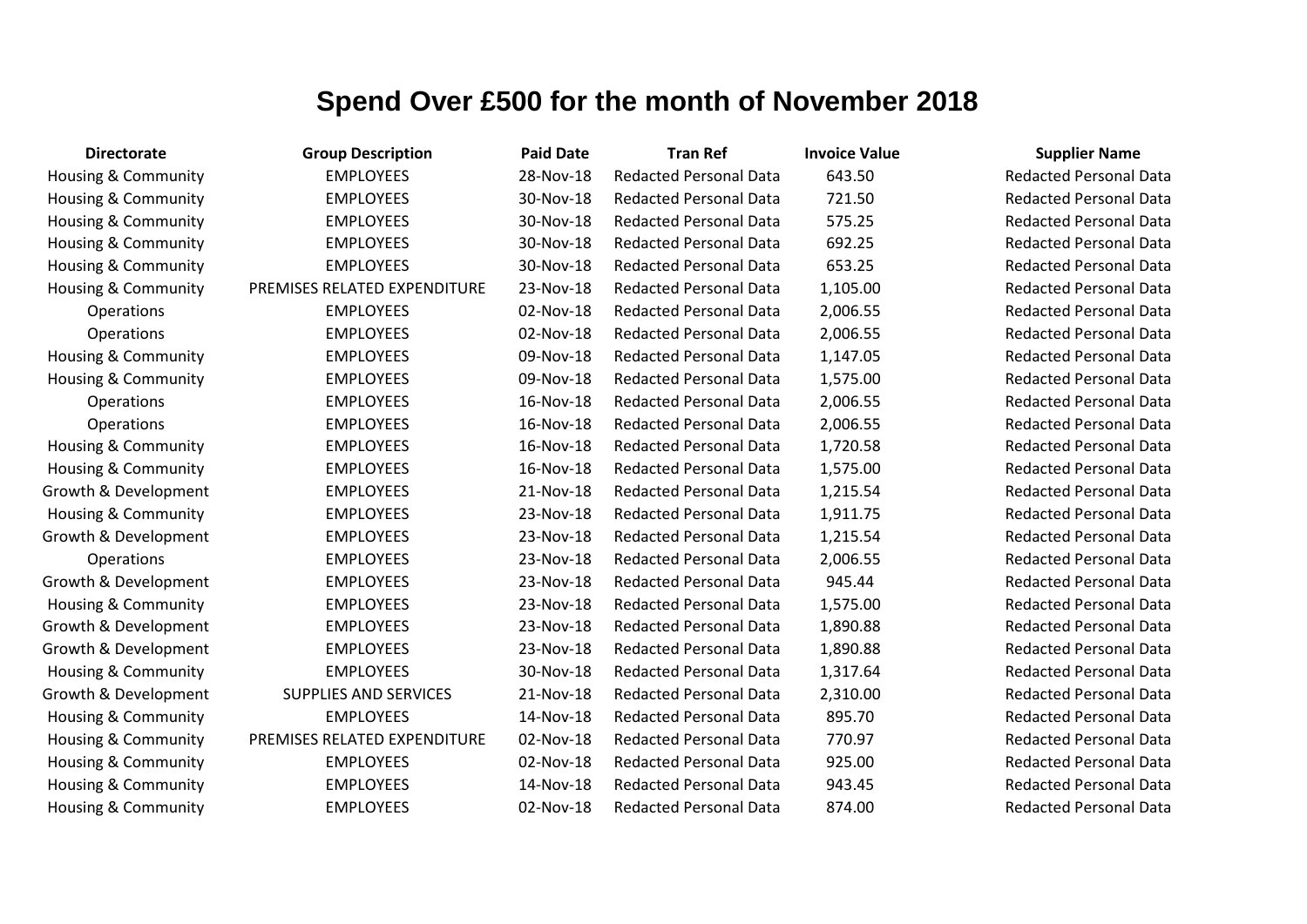# Spend Over £500 for the month of November 2018

| Directorate | Group Description | Paid Date | Tran Ref | Invoice Value | Supplier Name |
|---|---|---|---|---|---|
| Housing & Community | EMPLOYEES | 28-Nov-18 | Redacted Personal Data | 643.50 | Redacted Personal Data |
| Housing & Community | EMPLOYEES | 30-Nov-18 | Redacted Personal Data | 721.50 | Redacted Personal Data |
| Housing & Community | EMPLOYEES | 30-Nov-18 | Redacted Personal Data | 575.25 | Redacted Personal Data |
| Housing & Community | EMPLOYEES | 30-Nov-18 | Redacted Personal Data | 692.25 | Redacted Personal Data |
| Housing & Community | EMPLOYEES | 30-Nov-18 | Redacted Personal Data | 653.25 | Redacted Personal Data |
| Housing & Community | PREMISES RELATED EXPENDITURE | 23-Nov-18 | Redacted Personal Data | 1,105.00 | Redacted Personal Data |
| Operations | EMPLOYEES | 02-Nov-18 | Redacted Personal Data | 2,006.55 | Redacted Personal Data |
| Operations | EMPLOYEES | 02-Nov-18 | Redacted Personal Data | 2,006.55 | Redacted Personal Data |
| Housing & Community | EMPLOYEES | 09-Nov-18 | Redacted Personal Data | 1,147.05 | Redacted Personal Data |
| Housing & Community | EMPLOYEES | 09-Nov-18 | Redacted Personal Data | 1,575.00 | Redacted Personal Data |
| Operations | EMPLOYEES | 16-Nov-18 | Redacted Personal Data | 2,006.55 | Redacted Personal Data |
| Operations | EMPLOYEES | 16-Nov-18 | Redacted Personal Data | 2,006.55 | Redacted Personal Data |
| Housing & Community | EMPLOYEES | 16-Nov-18 | Redacted Personal Data | 1,720.58 | Redacted Personal Data |
| Housing & Community | EMPLOYEES | 16-Nov-18 | Redacted Personal Data | 1,575.00 | Redacted Personal Data |
| Growth & Development | EMPLOYEES | 21-Nov-18 | Redacted Personal Data | 1,215.54 | Redacted Personal Data |
| Housing & Community | EMPLOYEES | 23-Nov-18 | Redacted Personal Data | 1,911.75 | Redacted Personal Data |
| Growth & Development | EMPLOYEES | 23-Nov-18 | Redacted Personal Data | 1,215.54 | Redacted Personal Data |
| Operations | EMPLOYEES | 23-Nov-18 | Redacted Personal Data | 2,006.55 | Redacted Personal Data |
| Growth & Development | EMPLOYEES | 23-Nov-18 | Redacted Personal Data | 945.44 | Redacted Personal Data |
| Housing & Community | EMPLOYEES | 23-Nov-18 | Redacted Personal Data | 1,575.00 | Redacted Personal Data |
| Growth & Development | EMPLOYEES | 23-Nov-18 | Redacted Personal Data | 1,890.88 | Redacted Personal Data |
| Growth & Development | EMPLOYEES | 23-Nov-18 | Redacted Personal Data | 1,890.88 | Redacted Personal Data |
| Housing & Community | EMPLOYEES | 30-Nov-18 | Redacted Personal Data | 1,317.64 | Redacted Personal Data |
| Growth & Development | SUPPLIES AND SERVICES | 21-Nov-18 | Redacted Personal Data | 2,310.00 | Redacted Personal Data |
| Housing & Community | EMPLOYEES | 14-Nov-18 | Redacted Personal Data | 895.70 | Redacted Personal Data |
| Housing & Community | PREMISES RELATED EXPENDITURE | 02-Nov-18 | Redacted Personal Data | 770.97 | Redacted Personal Data |
| Housing & Community | EMPLOYEES | 02-Nov-18 | Redacted Personal Data | 925.00 | Redacted Personal Data |
| Housing & Community | EMPLOYEES | 14-Nov-18 | Redacted Personal Data | 943.45 | Redacted Personal Data |
| Housing & Community | EMPLOYEES | 02-Nov-18 | Redacted Personal Data | 874.00 | Redacted Personal Data |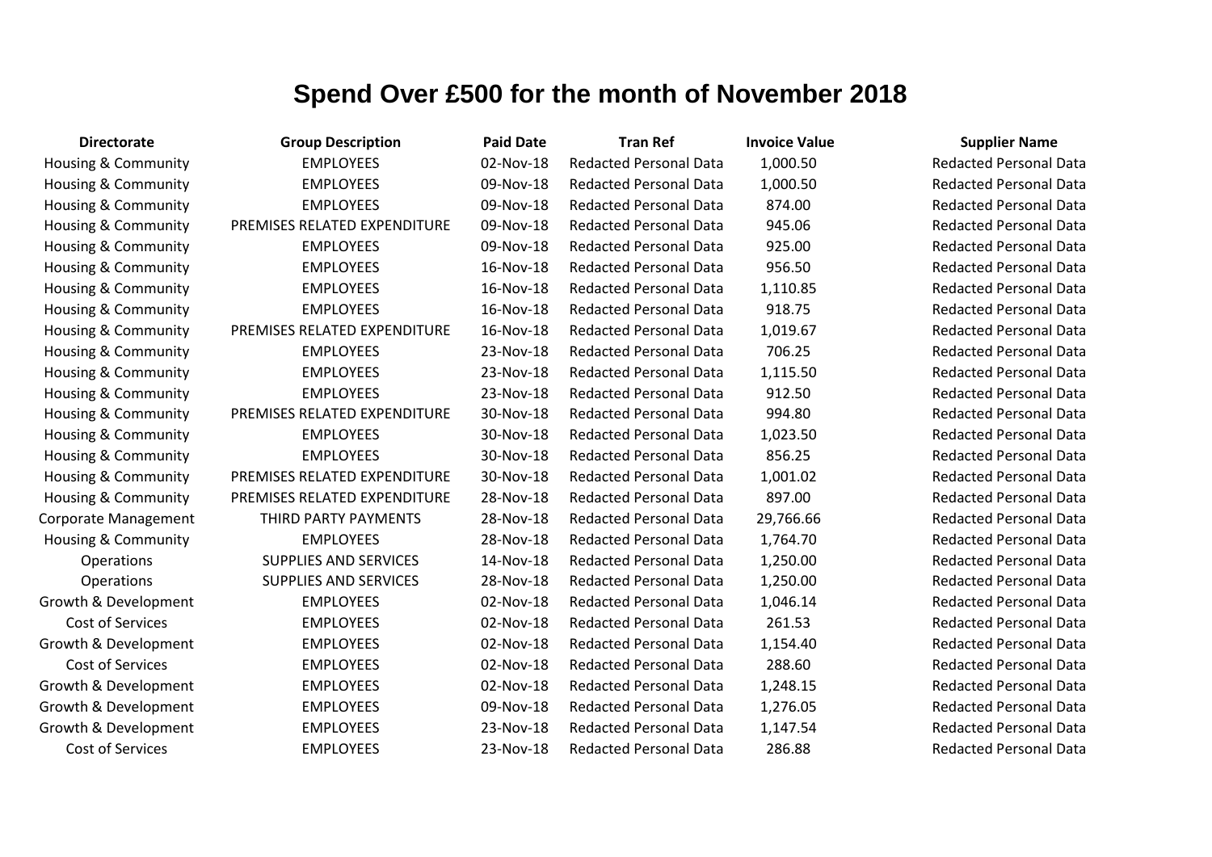# Spend Over £500 for the month of November 2018

| Directorate | Group Description | Paid Date | Tran Ref | Invoice Value | Supplier Name |
|---|---|---|---|---|---|
| Housing & Community | EMPLOYEES | 02-Nov-18 | Redacted Personal Data | 1,000.50 | Redacted Personal Data |
| Housing & Community | EMPLOYEES | 09-Nov-18 | Redacted Personal Data | 1,000.50 | Redacted Personal Data |
| Housing & Community | EMPLOYEES | 09-Nov-18 | Redacted Personal Data | 874.00 | Redacted Personal Data |
| Housing & Community | PREMISES RELATED EXPENDITURE | 09-Nov-18 | Redacted Personal Data | 945.06 | Redacted Personal Data |
| Housing & Community | EMPLOYEES | 09-Nov-18 | Redacted Personal Data | 925.00 | Redacted Personal Data |
| Housing & Community | EMPLOYEES | 16-Nov-18 | Redacted Personal Data | 956.50 | Redacted Personal Data |
| Housing & Community | EMPLOYEES | 16-Nov-18 | Redacted Personal Data | 1,110.85 | Redacted Personal Data |
| Housing & Community | EMPLOYEES | 16-Nov-18 | Redacted Personal Data | 918.75 | Redacted Personal Data |
| Housing & Community | PREMISES RELATED EXPENDITURE | 16-Nov-18 | Redacted Personal Data | 1,019.67 | Redacted Personal Data |
| Housing & Community | EMPLOYEES | 23-Nov-18 | Redacted Personal Data | 706.25 | Redacted Personal Data |
| Housing & Community | EMPLOYEES | 23-Nov-18 | Redacted Personal Data | 1,115.50 | Redacted Personal Data |
| Housing & Community | EMPLOYEES | 23-Nov-18 | Redacted Personal Data | 912.50 | Redacted Personal Data |
| Housing & Community | PREMISES RELATED EXPENDITURE | 30-Nov-18 | Redacted Personal Data | 994.80 | Redacted Personal Data |
| Housing & Community | EMPLOYEES | 30-Nov-18 | Redacted Personal Data | 1,023.50 | Redacted Personal Data |
| Housing & Community | EMPLOYEES | 30-Nov-18 | Redacted Personal Data | 856.25 | Redacted Personal Data |
| Housing & Community | PREMISES RELATED EXPENDITURE | 30-Nov-18 | Redacted Personal Data | 1,001.02 | Redacted Personal Data |
| Housing & Community | PREMISES RELATED EXPENDITURE | 28-Nov-18 | Redacted Personal Data | 897.00 | Redacted Personal Data |
| Corporate Management | THIRD PARTY PAYMENTS | 28-Nov-18 | Redacted Personal Data | 29,766.66 | Redacted Personal Data |
| Housing & Community | EMPLOYEES | 28-Nov-18 | Redacted Personal Data | 1,764.70 | Redacted Personal Data |
| Operations | SUPPLIES AND SERVICES | 14-Nov-18 | Redacted Personal Data | 1,250.00 | Redacted Personal Data |
| Operations | SUPPLIES AND SERVICES | 28-Nov-18 | Redacted Personal Data | 1,250.00 | Redacted Personal Data |
| Growth & Development | EMPLOYEES | 02-Nov-18 | Redacted Personal Data | 1,046.14 | Redacted Personal Data |
| Cost of Services | EMPLOYEES | 02-Nov-18 | Redacted Personal Data | 261.53 | Redacted Personal Data |
| Growth & Development | EMPLOYEES | 02-Nov-18 | Redacted Personal Data | 1,154.40 | Redacted Personal Data |
| Cost of Services | EMPLOYEES | 02-Nov-18 | Redacted Personal Data | 288.60 | Redacted Personal Data |
| Growth & Development | EMPLOYEES | 02-Nov-18 | Redacted Personal Data | 1,248.15 | Redacted Personal Data |
| Growth & Development | EMPLOYEES | 09-Nov-18 | Redacted Personal Data | 1,276.05 | Redacted Personal Data |
| Growth & Development | EMPLOYEES | 23-Nov-18 | Redacted Personal Data | 1,147.54 | Redacted Personal Data |
| Cost of Services | EMPLOYEES | 23-Nov-18 | Redacted Personal Data | 286.88 | Redacted Personal Data |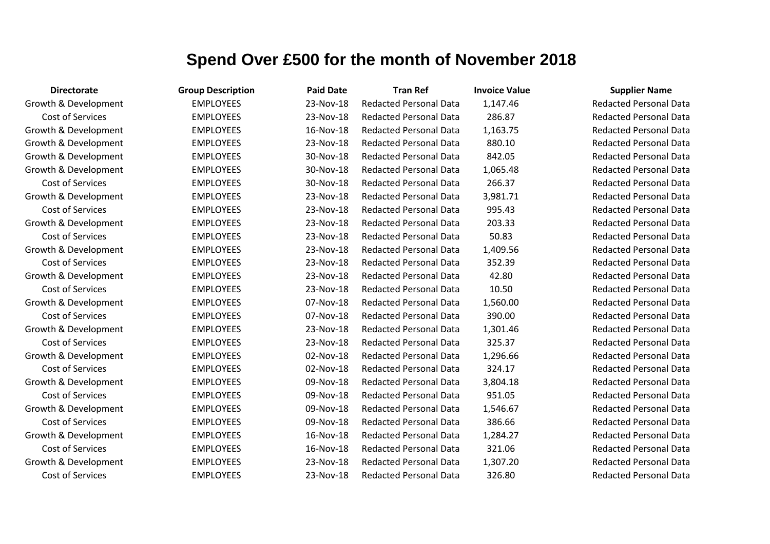# Spend Over £500 for the month of November 2018

| Directorate | Group Description | Paid Date | Tran Ref | Invoice Value | Supplier Name |
|---|---|---|---|---|---|
| Growth & Development | EMPLOYEES | 23-Nov-18 | Redacted Personal Data | 1,147.46 | Redacted Personal Data |
| Cost of Services | EMPLOYEES | 23-Nov-18 | Redacted Personal Data | 286.87 | Redacted Personal Data |
| Growth & Development | EMPLOYEES | 16-Nov-18 | Redacted Personal Data | 1,163.75 | Redacted Personal Data |
| Growth & Development | EMPLOYEES | 23-Nov-18 | Redacted Personal Data | 880.10 | Redacted Personal Data |
| Growth & Development | EMPLOYEES | 30-Nov-18 | Redacted Personal Data | 842.05 | Redacted Personal Data |
| Growth & Development | EMPLOYEES | 30-Nov-18 | Redacted Personal Data | 1,065.48 | Redacted Personal Data |
| Cost of Services | EMPLOYEES | 30-Nov-18 | Redacted Personal Data | 266.37 | Redacted Personal Data |
| Growth & Development | EMPLOYEES | 23-Nov-18 | Redacted Personal Data | 3,981.71 | Redacted Personal Data |
| Cost of Services | EMPLOYEES | 23-Nov-18 | Redacted Personal Data | 995.43 | Redacted Personal Data |
| Growth & Development | EMPLOYEES | 23-Nov-18 | Redacted Personal Data | 203.33 | Redacted Personal Data |
| Cost of Services | EMPLOYEES | 23-Nov-18 | Redacted Personal Data | 50.83 | Redacted Personal Data |
| Growth & Development | EMPLOYEES | 23-Nov-18 | Redacted Personal Data | 1,409.56 | Redacted Personal Data |
| Cost of Services | EMPLOYEES | 23-Nov-18 | Redacted Personal Data | 352.39 | Redacted Personal Data |
| Growth & Development | EMPLOYEES | 23-Nov-18 | Redacted Personal Data | 42.80 | Redacted Personal Data |
| Cost of Services | EMPLOYEES | 23-Nov-18 | Redacted Personal Data | 10.50 | Redacted Personal Data |
| Growth & Development | EMPLOYEES | 07-Nov-18 | Redacted Personal Data | 1,560.00 | Redacted Personal Data |
| Cost of Services | EMPLOYEES | 07-Nov-18 | Redacted Personal Data | 390.00 | Redacted Personal Data |
| Growth & Development | EMPLOYEES | 23-Nov-18 | Redacted Personal Data | 1,301.46 | Redacted Personal Data |
| Cost of Services | EMPLOYEES | 23-Nov-18 | Redacted Personal Data | 325.37 | Redacted Personal Data |
| Growth & Development | EMPLOYEES | 02-Nov-18 | Redacted Personal Data | 1,296.66 | Redacted Personal Data |
| Cost of Services | EMPLOYEES | 02-Nov-18 | Redacted Personal Data | 324.17 | Redacted Personal Data |
| Growth & Development | EMPLOYEES | 09-Nov-18 | Redacted Personal Data | 3,804.18 | Redacted Personal Data |
| Cost of Services | EMPLOYEES | 09-Nov-18 | Redacted Personal Data | 951.05 | Redacted Personal Data |
| Growth & Development | EMPLOYEES | 09-Nov-18 | Redacted Personal Data | 1,546.67 | Redacted Personal Data |
| Cost of Services | EMPLOYEES | 09-Nov-18 | Redacted Personal Data | 386.66 | Redacted Personal Data |
| Growth & Development | EMPLOYEES | 16-Nov-18 | Redacted Personal Data | 1,284.27 | Redacted Personal Data |
| Cost of Services | EMPLOYEES | 16-Nov-18 | Redacted Personal Data | 321.06 | Redacted Personal Data |
| Growth & Development | EMPLOYEES | 23-Nov-18 | Redacted Personal Data | 1,307.20 | Redacted Personal Data |
| Cost of Services | EMPLOYEES | 23-Nov-18 | Redacted Personal Data | 326.80 | Redacted Personal Data |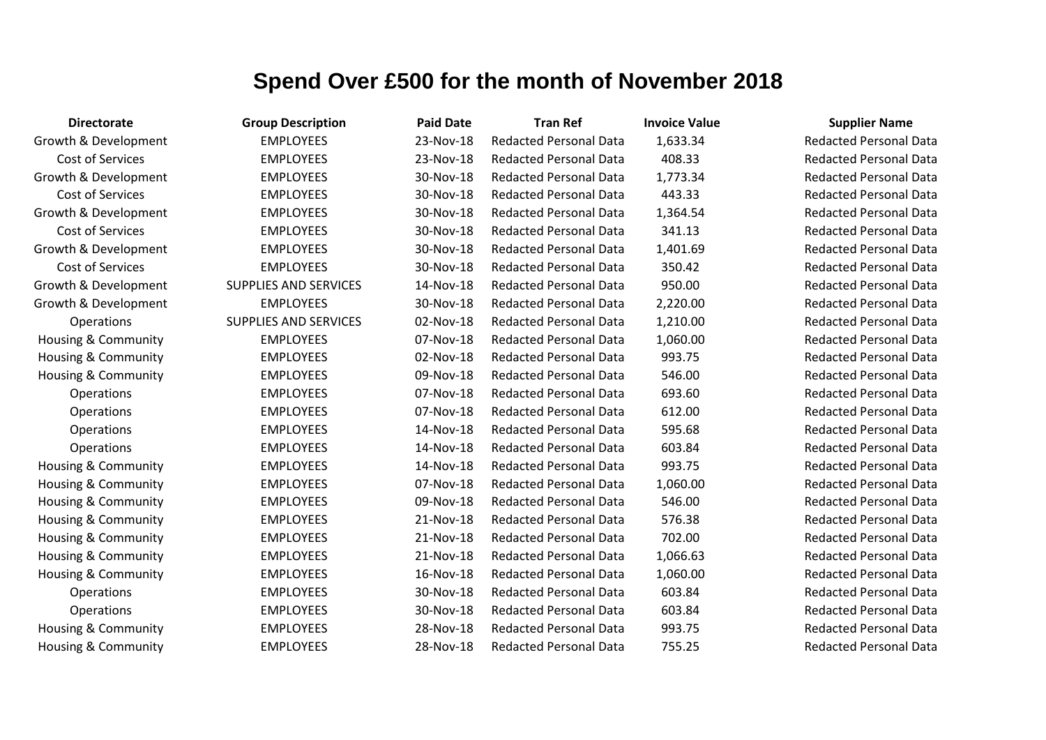# Spend Over £500 for the month of November 2018

| Directorate | Group Description | Paid Date | Tran Ref | Invoice Value | Supplier Name |
|---|---|---|---|---|---|
| Growth & Development | EMPLOYEES | 23-Nov-18 | Redacted Personal Data | 1,633.34 | Redacted Personal Data |
| Cost of Services | EMPLOYEES | 23-Nov-18 | Redacted Personal Data | 408.33 | Redacted Personal Data |
| Growth & Development | EMPLOYEES | 30-Nov-18 | Redacted Personal Data | 1,773.34 | Redacted Personal Data |
| Cost of Services | EMPLOYEES | 30-Nov-18 | Redacted Personal Data | 443.33 | Redacted Personal Data |
| Growth & Development | EMPLOYEES | 30-Nov-18 | Redacted Personal Data | 1,364.54 | Redacted Personal Data |
| Cost of Services | EMPLOYEES | 30-Nov-18 | Redacted Personal Data | 341.13 | Redacted Personal Data |
| Growth & Development | EMPLOYEES | 30-Nov-18 | Redacted Personal Data | 1,401.69 | Redacted Personal Data |
| Cost of Services | EMPLOYEES | 30-Nov-18 | Redacted Personal Data | 350.42 | Redacted Personal Data |
| Growth & Development | SUPPLIES AND SERVICES | 14-Nov-18 | Redacted Personal Data | 950.00 | Redacted Personal Data |
| Growth & Development | EMPLOYEES | 30-Nov-18 | Redacted Personal Data | 2,220.00 | Redacted Personal Data |
| Operations | SUPPLIES AND SERVICES | 02-Nov-18 | Redacted Personal Data | 1,210.00 | Redacted Personal Data |
| Housing & Community | EMPLOYEES | 07-Nov-18 | Redacted Personal Data | 1,060.00 | Redacted Personal Data |
| Housing & Community | EMPLOYEES | 02-Nov-18 | Redacted Personal Data | 993.75 | Redacted Personal Data |
| Housing & Community | EMPLOYEES | 09-Nov-18 | Redacted Personal Data | 546.00 | Redacted Personal Data |
| Operations | EMPLOYEES | 07-Nov-18 | Redacted Personal Data | 693.60 | Redacted Personal Data |
| Operations | EMPLOYEES | 07-Nov-18 | Redacted Personal Data | 612.00 | Redacted Personal Data |
| Operations | EMPLOYEES | 14-Nov-18 | Redacted Personal Data | 595.68 | Redacted Personal Data |
| Operations | EMPLOYEES | 14-Nov-18 | Redacted Personal Data | 603.84 | Redacted Personal Data |
| Housing & Community | EMPLOYEES | 14-Nov-18 | Redacted Personal Data | 993.75 | Redacted Personal Data |
| Housing & Community | EMPLOYEES | 07-Nov-18 | Redacted Personal Data | 1,060.00 | Redacted Personal Data |
| Housing & Community | EMPLOYEES | 09-Nov-18 | Redacted Personal Data | 546.00 | Redacted Personal Data |
| Housing & Community | EMPLOYEES | 21-Nov-18 | Redacted Personal Data | 576.38 | Redacted Personal Data |
| Housing & Community | EMPLOYEES | 21-Nov-18 | Redacted Personal Data | 702.00 | Redacted Personal Data |
| Housing & Community | EMPLOYEES | 21-Nov-18 | Redacted Personal Data | 1,066.63 | Redacted Personal Data |
| Housing & Community | EMPLOYEES | 16-Nov-18 | Redacted Personal Data | 1,060.00 | Redacted Personal Data |
| Operations | EMPLOYEES | 30-Nov-18 | Redacted Personal Data | 603.84 | Redacted Personal Data |
| Operations | EMPLOYEES | 30-Nov-18 | Redacted Personal Data | 603.84 | Redacted Personal Data |
| Housing & Community | EMPLOYEES | 28-Nov-18 | Redacted Personal Data | 993.75 | Redacted Personal Data |
| Housing & Community | EMPLOYEES | 28-Nov-18 | Redacted Personal Data | 755.25 | Redacted Personal Data |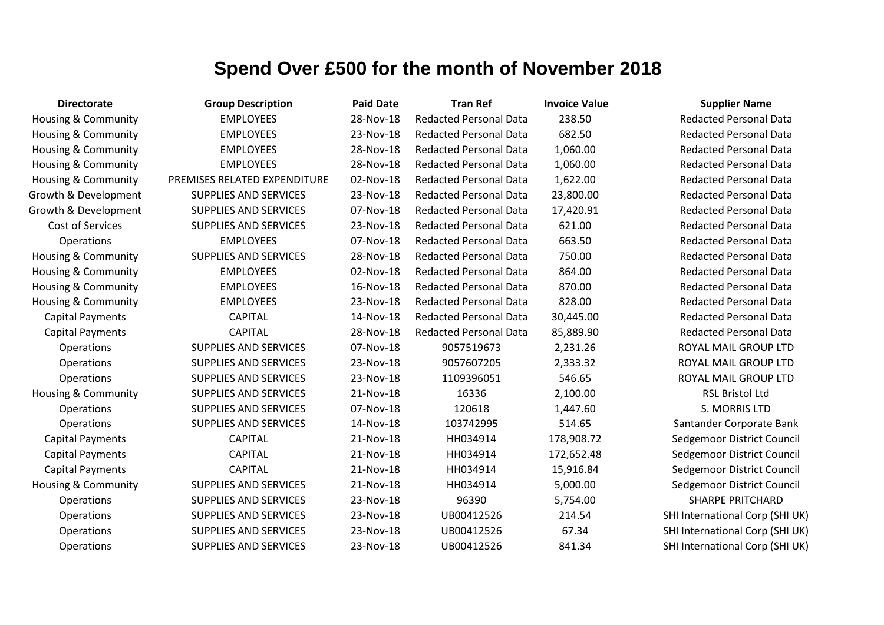# Spend Over £500 for the month of November 2018

| Directorate | Group Description | Paid Date | Tran Ref | Invoice Value | Supplier Name |
|---|---|---|---|---|---|
| Housing & Community | EMPLOYEES | 28-Nov-18 | Redacted Personal Data | 238.50 | Redacted Personal Data |
| Housing & Community | EMPLOYEES | 23-Nov-18 | Redacted Personal Data | 682.50 | Redacted Personal Data |
| Housing & Community | EMPLOYEES | 28-Nov-18 | Redacted Personal Data | 1,060.00 | Redacted Personal Data |
| Housing & Community | EMPLOYEES | 28-Nov-18 | Redacted Personal Data | 1,060.00 | Redacted Personal Data |
| Housing & Community | PREMISES RELATED EXPENDITURE | 02-Nov-18 | Redacted Personal Data | 1,622.00 | Redacted Personal Data |
| Growth & Development | SUPPLIES AND SERVICES | 23-Nov-18 | Redacted Personal Data | 23,800.00 | Redacted Personal Data |
| Growth & Development | SUPPLIES AND SERVICES | 07-Nov-18 | Redacted Personal Data | 17,420.91 | Redacted Personal Data |
| Cost of Services | SUPPLIES AND SERVICES | 23-Nov-18 | Redacted Personal Data | 621.00 | Redacted Personal Data |
| Operations | EMPLOYEES | 07-Nov-18 | Redacted Personal Data | 663.50 | Redacted Personal Data |
| Housing & Community | SUPPLIES AND SERVICES | 28-Nov-18 | Redacted Personal Data | 750.00 | Redacted Personal Data |
| Housing & Community | EMPLOYEES | 02-Nov-18 | Redacted Personal Data | 864.00 | Redacted Personal Data |
| Housing & Community | EMPLOYEES | 16-Nov-18 | Redacted Personal Data | 870.00 | Redacted Personal Data |
| Housing & Community | EMPLOYEES | 23-Nov-18 | Redacted Personal Data | 828.00 | Redacted Personal Data |
| Capital Payments | CAPITAL | 14-Nov-18 | Redacted Personal Data | 30,445.00 | Redacted Personal Data |
| Capital Payments | CAPITAL | 28-Nov-18 | Redacted Personal Data | 85,889.90 | Redacted Personal Data |
| Operations | SUPPLIES AND SERVICES | 07-Nov-18 | 9057519673 | 2,231.26 | ROYAL MAIL GROUP LTD |
| Operations | SUPPLIES AND SERVICES | 23-Nov-18 | 9057607205 | 2,333.32 | ROYAL MAIL GROUP LTD |
| Operations | SUPPLIES AND SERVICES | 23-Nov-18 | 1109396051 | 546.65 | ROYAL MAIL GROUP LTD |
| Housing & Community | SUPPLIES AND SERVICES | 21-Nov-18 | 16336 | 2,100.00 | RSL Bristol Ltd |
| Operations | SUPPLIES AND SERVICES | 07-Nov-18 | 120618 | 1,447.60 | S. MORRIS LTD |
| Operations | SUPPLIES AND SERVICES | 14-Nov-18 | 103742995 | 514.65 | Santander Corporate Bank |
| Capital Payments | CAPITAL | 21-Nov-18 | HH034914 | 178,908.72 | Sedgemoor District Council |
| Capital Payments | CAPITAL | 21-Nov-18 | HH034914 | 172,652.48 | Sedgemoor District Council |
| Capital Payments | CAPITAL | 21-Nov-18 | HH034914 | 15,916.84 | Sedgemoor District Council |
| Housing & Community | SUPPLIES AND SERVICES | 21-Nov-18 | HH034914 | 5,000.00 | Sedgemoor District Council |
| Operations | SUPPLIES AND SERVICES | 23-Nov-18 | 96390 | 5,754.00 | SHARPE PRITCHARD |
| Operations | SUPPLIES AND SERVICES | 23-Nov-18 | UB00412526 | 214.54 | SHI International Corp (SHI UK) |
| Operations | SUPPLIES AND SERVICES | 23-Nov-18 | UB00412526 | 67.34 | SHI International Corp (SHI UK) |
| Operations | SUPPLIES AND SERVICES | 23-Nov-18 | UB00412526 | 841.34 | SHI International Corp (SHI UK) |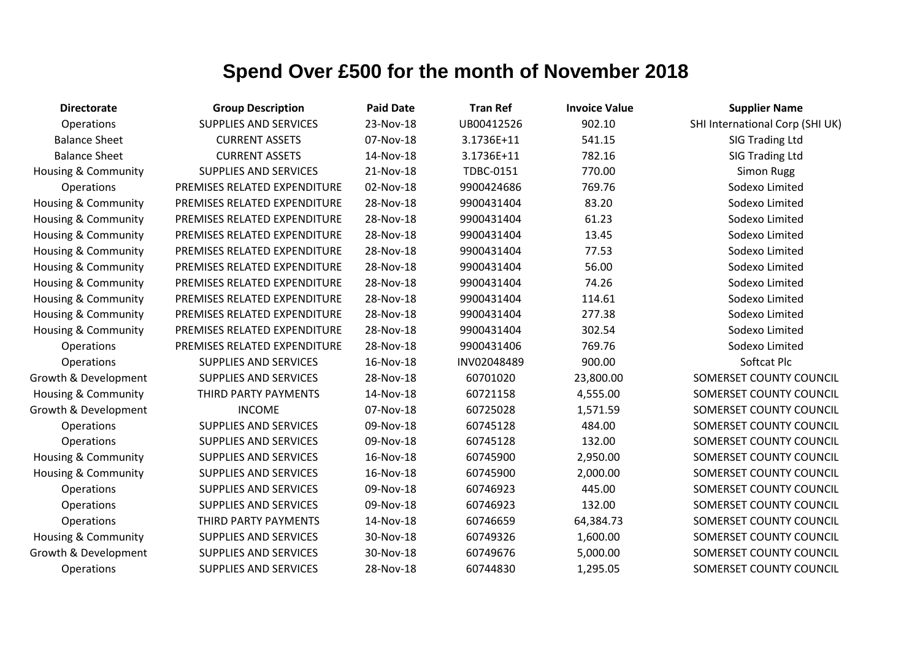# Spend Over £500 for the month of November 2018

| Directorate | Group Description | Paid Date | Tran Ref | Invoice Value | Supplier Name |
|---|---|---|---|---|---|
| Operations | SUPPLIES AND SERVICES | 23-Nov-18 | UB00412526 | 902.10 | SHI International Corp (SHI UK) |
| Balance Sheet | CURRENT ASSETS | 07-Nov-18 | 3.1736E+11 | 541.15 | SIG Trading Ltd |
| Balance Sheet | CURRENT ASSETS | 14-Nov-18 | 3.1736E+11 | 782.16 | SIG Trading Ltd |
| Housing & Community | SUPPLIES AND SERVICES | 21-Nov-18 | TDBC-0151 | 770.00 | Simon Rugg |
| Operations | PREMISES RELATED EXPENDITURE | 02-Nov-18 | 9900424686 | 769.76 | Sodexo Limited |
| Housing & Community | PREMISES RELATED EXPENDITURE | 28-Nov-18 | 9900431404 | 83.20 | Sodexo Limited |
| Housing & Community | PREMISES RELATED EXPENDITURE | 28-Nov-18 | 9900431404 | 61.23 | Sodexo Limited |
| Housing & Community | PREMISES RELATED EXPENDITURE | 28-Nov-18 | 9900431404 | 13.45 | Sodexo Limited |
| Housing & Community | PREMISES RELATED EXPENDITURE | 28-Nov-18 | 9900431404 | 77.53 | Sodexo Limited |
| Housing & Community | PREMISES RELATED EXPENDITURE | 28-Nov-18 | 9900431404 | 56.00 | Sodexo Limited |
| Housing & Community | PREMISES RELATED EXPENDITURE | 28-Nov-18 | 9900431404 | 74.26 | Sodexo Limited |
| Housing & Community | PREMISES RELATED EXPENDITURE | 28-Nov-18 | 9900431404 | 114.61 | Sodexo Limited |
| Housing & Community | PREMISES RELATED EXPENDITURE | 28-Nov-18 | 9900431404 | 277.38 | Sodexo Limited |
| Housing & Community | PREMISES RELATED EXPENDITURE | 28-Nov-18 | 9900431404 | 302.54 | Sodexo Limited |
| Operations | PREMISES RELATED EXPENDITURE | 28-Nov-18 | 9900431406 | 769.76 | Sodexo Limited |
| Operations | SUPPLIES AND SERVICES | 16-Nov-18 | INV02048489 | 900.00 | Softcat Plc |
| Growth & Development | SUPPLIES AND SERVICES | 28-Nov-18 | 60701020 | 23,800.00 | SOMERSET COUNTY COUNCIL |
| Housing & Community | THIRD PARTY PAYMENTS | 14-Nov-18 | 60721158 | 4,555.00 | SOMERSET COUNTY COUNCIL |
| Growth & Development | INCOME | 07-Nov-18 | 60725028 | 1,571.59 | SOMERSET COUNTY COUNCIL |
| Operations | SUPPLIES AND SERVICES | 09-Nov-18 | 60745128 | 484.00 | SOMERSET COUNTY COUNCIL |
| Operations | SUPPLIES AND SERVICES | 09-Nov-18 | 60745128 | 132.00 | SOMERSET COUNTY COUNCIL |
| Housing & Community | SUPPLIES AND SERVICES | 16-Nov-18 | 60745900 | 2,950.00 | SOMERSET COUNTY COUNCIL |
| Housing & Community | SUPPLIES AND SERVICES | 16-Nov-18 | 60745900 | 2,000.00 | SOMERSET COUNTY COUNCIL |
| Operations | SUPPLIES AND SERVICES | 09-Nov-18 | 60746923 | 445.00 | SOMERSET COUNTY COUNCIL |
| Operations | SUPPLIES AND SERVICES | 09-Nov-18 | 60746923 | 132.00 | SOMERSET COUNTY COUNCIL |
| Operations | THIRD PARTY PAYMENTS | 14-Nov-18 | 60746659 | 64,384.73 | SOMERSET COUNTY COUNCIL |
| Housing & Community | SUPPLIES AND SERVICES | 30-Nov-18 | 60749326 | 1,600.00 | SOMERSET COUNTY COUNCIL |
| Growth & Development | SUPPLIES AND SERVICES | 30-Nov-18 | 60749676 | 5,000.00 | SOMERSET COUNTY COUNCIL |
| Operations | SUPPLIES AND SERVICES | 28-Nov-18 | 60744830 | 1,295.05 | SOMERSET COUNTY COUNCIL |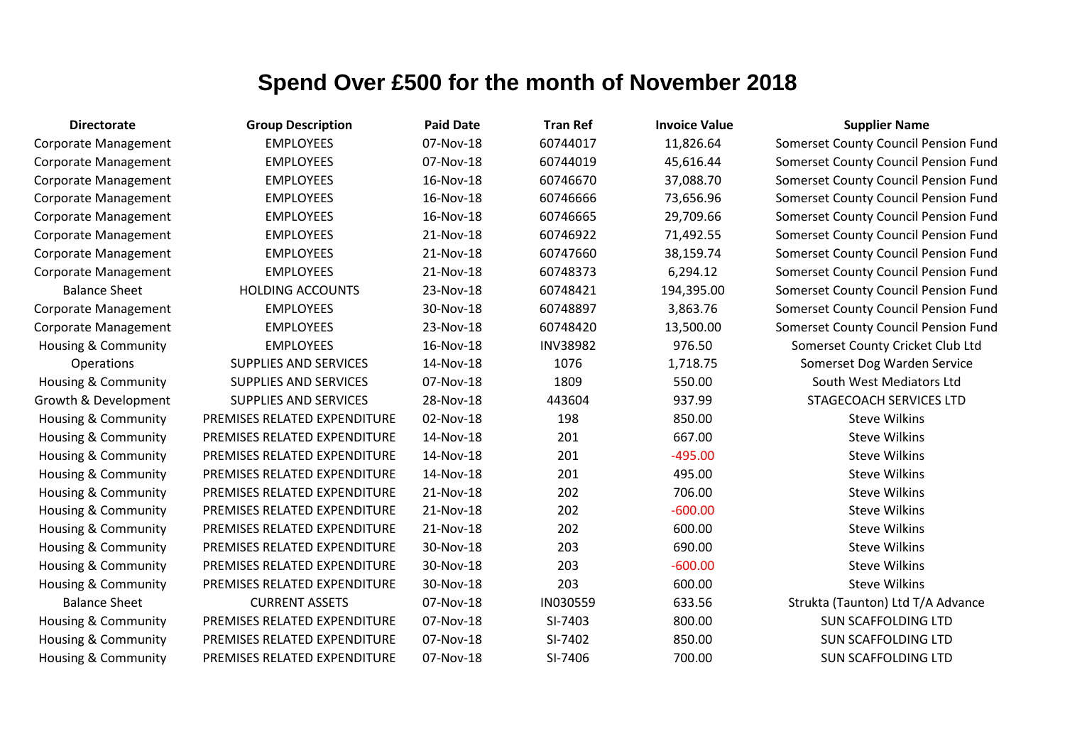# Spend Over £500 for the month of November 2018

| Directorate | Group Description | Paid Date | Tran Ref | Invoice Value | Supplier Name |
|---|---|---|---|---|---|
| Corporate Management | EMPLOYEES | 07-Nov-18 | 60744017 | 11,826.64 | Somerset County Council Pension Fund |
| Corporate Management | EMPLOYEES | 07-Nov-18 | 60744019 | 45,616.44 | Somerset County Council Pension Fund |
| Corporate Management | EMPLOYEES | 16-Nov-18 | 60746670 | 37,088.70 | Somerset County Council Pension Fund |
| Corporate Management | EMPLOYEES | 16-Nov-18 | 60746666 | 73,656.96 | Somerset County Council Pension Fund |
| Corporate Management | EMPLOYEES | 16-Nov-18 | 60746665 | 29,709.66 | Somerset County Council Pension Fund |
| Corporate Management | EMPLOYEES | 21-Nov-18 | 60746922 | 71,492.55 | Somerset County Council Pension Fund |
| Corporate Management | EMPLOYEES | 21-Nov-18 | 60747660 | 38,159.74 | Somerset County Council Pension Fund |
| Corporate Management | EMPLOYEES | 21-Nov-18 | 60748373 | 6,294.12 | Somerset County Council Pension Fund |
| Balance Sheet | HOLDING ACCOUNTS | 23-Nov-18 | 60748421 | 194,395.00 | Somerset County Council Pension Fund |
| Corporate Management | EMPLOYEES | 30-Nov-18 | 60748897 | 3,863.76 | Somerset County Council Pension Fund |
| Corporate Management | EMPLOYEES | 23-Nov-18 | 60748420 | 13,500.00 | Somerset County Council Pension Fund |
| Housing & Community | EMPLOYEES | 16-Nov-18 | INV38982 | 976.50 | Somerset County Cricket Club Ltd |
| Operations | SUPPLIES AND SERVICES | 14-Nov-18 | 1076 | 1,718.75 | Somerset Dog Warden Service |
| Housing & Community | SUPPLIES AND SERVICES | 07-Nov-18 | 1809 | 550.00 | South West Mediators Ltd |
| Growth & Development | SUPPLIES AND SERVICES | 28-Nov-18 | 443604 | 937.99 | STAGECOACH SERVICES LTD |
| Housing & Community | PREMISES RELATED EXPENDITURE | 02-Nov-18 | 198 | 850.00 | Steve Wilkins |
| Housing & Community | PREMISES RELATED EXPENDITURE | 14-Nov-18 | 201 | 667.00 | Steve Wilkins |
| Housing & Community | PREMISES RELATED EXPENDITURE | 14-Nov-18 | 201 | -495.00 | Steve Wilkins |
| Housing & Community | PREMISES RELATED EXPENDITURE | 14-Nov-18 | 201 | 495.00 | Steve Wilkins |
| Housing & Community | PREMISES RELATED EXPENDITURE | 21-Nov-18 | 202 | 706.00 | Steve Wilkins |
| Housing & Community | PREMISES RELATED EXPENDITURE | 21-Nov-18 | 202 | -600.00 | Steve Wilkins |
| Housing & Community | PREMISES RELATED EXPENDITURE | 21-Nov-18 | 202 | 600.00 | Steve Wilkins |
| Housing & Community | PREMISES RELATED EXPENDITURE | 30-Nov-18 | 203 | 690.00 | Steve Wilkins |
| Housing & Community | PREMISES RELATED EXPENDITURE | 30-Nov-18 | 203 | -600.00 | Steve Wilkins |
| Housing & Community | PREMISES RELATED EXPENDITURE | 30-Nov-18 | 203 | 600.00 | Steve Wilkins |
| Balance Sheet | CURRENT ASSETS | 07-Nov-18 | IN030559 | 633.56 | Strukta (Taunton) Ltd T/A Advance |
| Housing & Community | PREMISES RELATED EXPENDITURE | 07-Nov-18 | SI-7403 | 800.00 | SUN SCAFFOLDING LTD |
| Housing & Community | PREMISES RELATED EXPENDITURE | 07-Nov-18 | SI-7402 | 850.00 | SUN SCAFFOLDING LTD |
| Housing & Community | PREMISES RELATED EXPENDITURE | 07-Nov-18 | SI-7406 | 700.00 | SUN SCAFFOLDING LTD |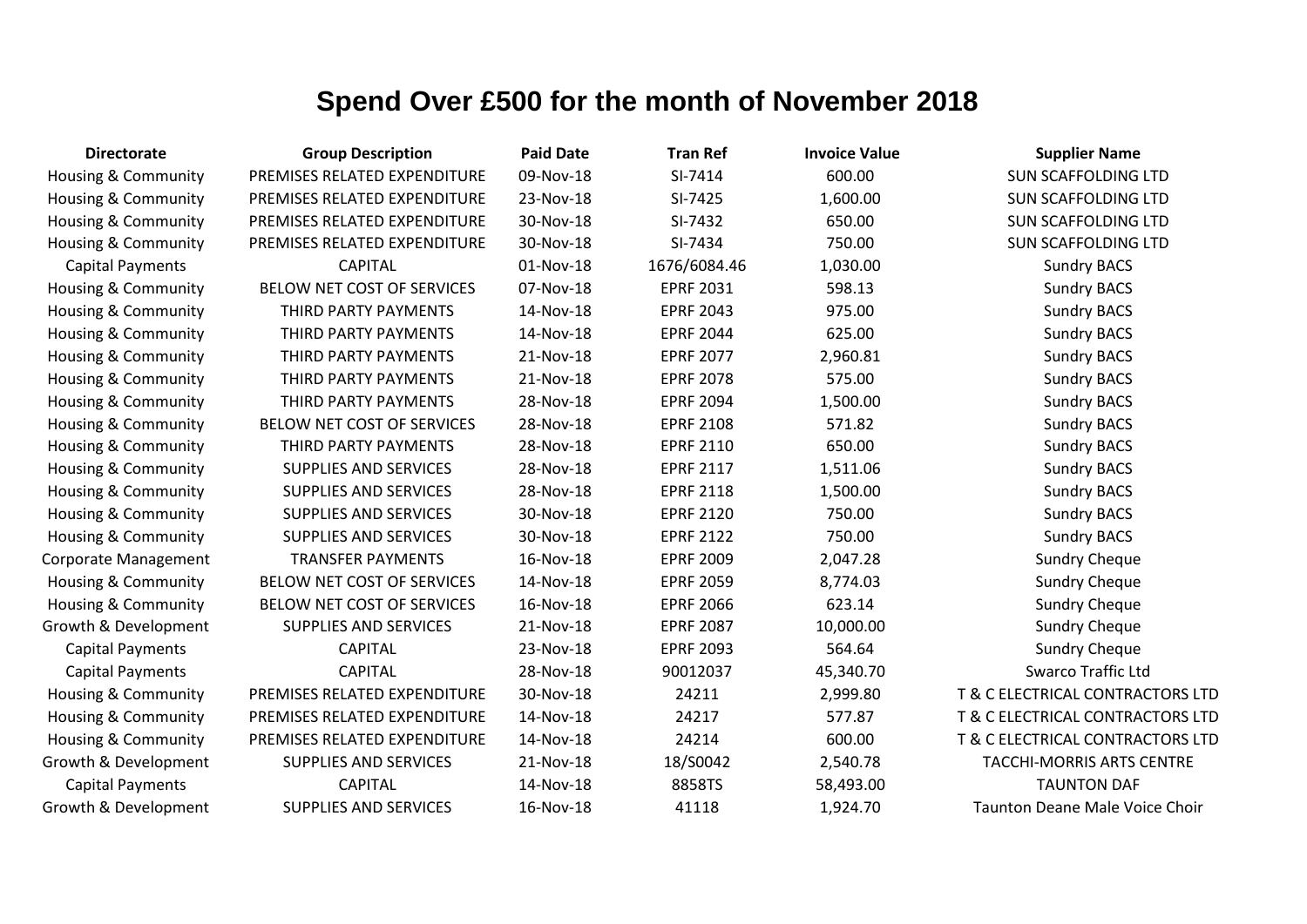# Spend Over £500 for the month of November 2018

| Directorate | Group Description | Paid Date | Tran Ref | Invoice Value | Supplier Name |
|---|---|---|---|---|---|
| Housing & Community | PREMISES RELATED EXPENDITURE | 09-Nov-18 | SI-7414 | 600.00 | SUN SCAFFOLDING LTD |
| Housing & Community | PREMISES RELATED EXPENDITURE | 23-Nov-18 | SI-7425 | 1,600.00 | SUN SCAFFOLDING LTD |
| Housing & Community | PREMISES RELATED EXPENDITURE | 30-Nov-18 | SI-7432 | 650.00 | SUN SCAFFOLDING LTD |
| Housing & Community | PREMISES RELATED EXPENDITURE | 30-Nov-18 | SI-7434 | 750.00 | SUN SCAFFOLDING LTD |
| Capital Payments | CAPITAL | 01-Nov-18 | 1676/6084.46 | 1,030.00 | Sundry BACS |
| Housing & Community | BELOW NET COST OF SERVICES | 07-Nov-18 | EPRF 2031 | 598.13 | Sundry BACS |
| Housing & Community | THIRD PARTY PAYMENTS | 14-Nov-18 | EPRF 2043 | 975.00 | Sundry BACS |
| Housing & Community | THIRD PARTY PAYMENTS | 14-Nov-18 | EPRF 2044 | 625.00 | Sundry BACS |
| Housing & Community | THIRD PARTY PAYMENTS | 21-Nov-18 | EPRF 2077 | 2,960.81 | Sundry BACS |
| Housing & Community | THIRD PARTY PAYMENTS | 21-Nov-18 | EPRF 2078 | 575.00 | Sundry BACS |
| Housing & Community | THIRD PARTY PAYMENTS | 28-Nov-18 | EPRF 2094 | 1,500.00 | Sundry BACS |
| Housing & Community | BELOW NET COST OF SERVICES | 28-Nov-18 | EPRF 2108 | 571.82 | Sundry BACS |
| Housing & Community | THIRD PARTY PAYMENTS | 28-Nov-18 | EPRF 2110 | 650.00 | Sundry BACS |
| Housing & Community | SUPPLIES AND SERVICES | 28-Nov-18 | EPRF 2117 | 1,511.06 | Sundry BACS |
| Housing & Community | SUPPLIES AND SERVICES | 28-Nov-18 | EPRF 2118 | 1,500.00 | Sundry BACS |
| Housing & Community | SUPPLIES AND SERVICES | 30-Nov-18 | EPRF 2120 | 750.00 | Sundry BACS |
| Housing & Community | SUPPLIES AND SERVICES | 30-Nov-18 | EPRF 2122 | 750.00 | Sundry BACS |
| Corporate Management | TRANSFER PAYMENTS | 16-Nov-18 | EPRF 2009 | 2,047.28 | Sundry Cheque |
| Housing & Community | BELOW NET COST OF SERVICES | 14-Nov-18 | EPRF 2059 | 8,774.03 | Sundry Cheque |
| Housing & Community | BELOW NET COST OF SERVICES | 16-Nov-18 | EPRF 2066 | 623.14 | Sundry Cheque |
| Growth & Development | SUPPLIES AND SERVICES | 21-Nov-18 | EPRF 2087 | 10,000.00 | Sundry Cheque |
| Capital Payments | CAPITAL | 23-Nov-18 | EPRF 2093 | 564.64 | Sundry Cheque |
| Capital Payments | CAPITAL | 28-Nov-18 | 90012037 | 45,340.70 | Swarco Traffic Ltd |
| Housing & Community | PREMISES RELATED EXPENDITURE | 30-Nov-18 | 24211 | 2,999.80 | T & C ELECTRICAL CONTRACTORS LTD |
| Housing & Community | PREMISES RELATED EXPENDITURE | 14-Nov-18 | 24217 | 577.87 | T & C ELECTRICAL CONTRACTORS LTD |
| Housing & Community | PREMISES RELATED EXPENDITURE | 14-Nov-18 | 24214 | 600.00 | T & C ELECTRICAL CONTRACTORS LTD |
| Growth & Development | SUPPLIES AND SERVICES | 21-Nov-18 | 18/S0042 | 2,540.78 | TACCHI-MORRIS ARTS CENTRE |
| Capital Payments | CAPITAL | 14-Nov-18 | 8858TS | 58,493.00 | TAUNTON DAF |
| Growth & Development | SUPPLIES AND SERVICES | 16-Nov-18 | 41118 | 1,924.70 | Taunton Deane Male Voice Choir |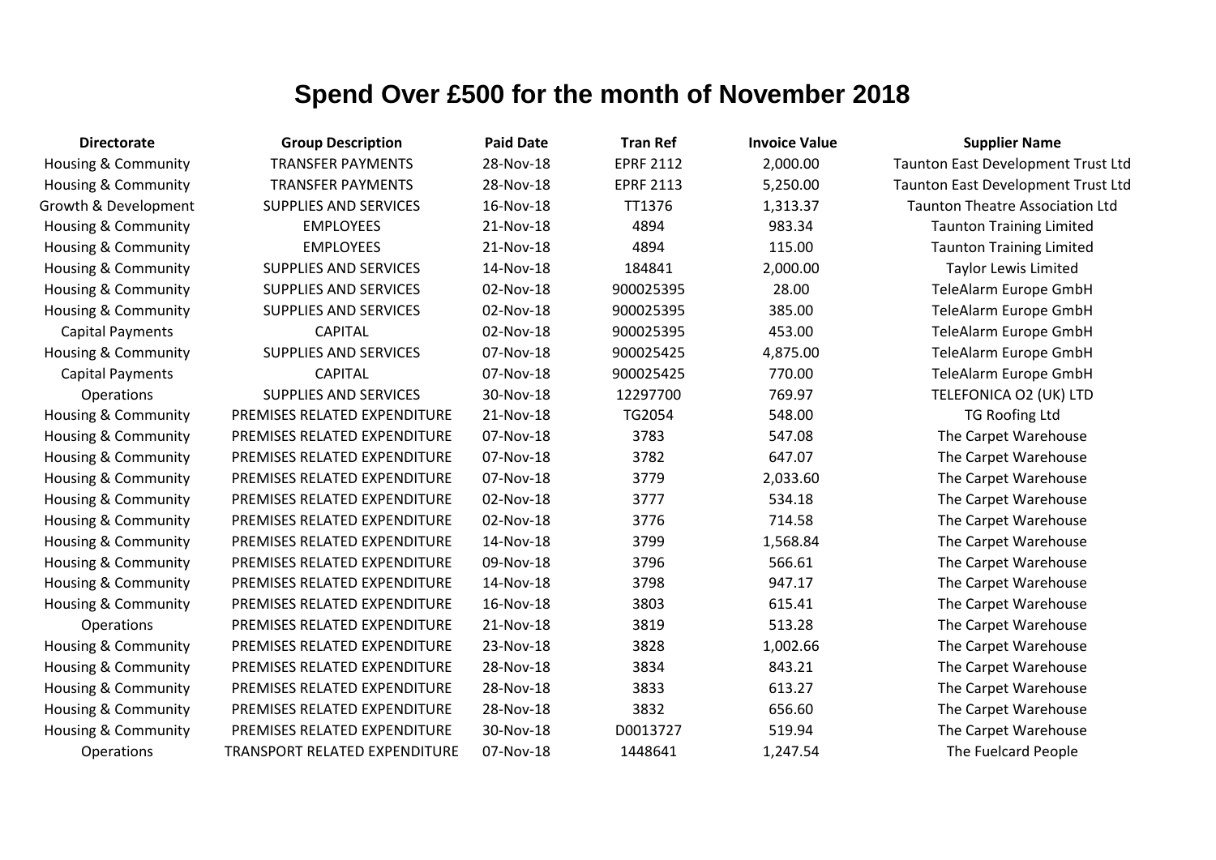# Spend Over £500 for the month of November 2018

| Directorate | Group Description | Paid Date | Tran Ref | Invoice Value | Supplier Name |
|---|---|---|---|---|---|
| Housing & Community | TRANSFER PAYMENTS | 28-Nov-18 | EPRF 2112 | 2,000.00 | Taunton East Development Trust Ltd |
| Housing & Community | TRANSFER PAYMENTS | 28-Nov-18 | EPRF 2113 | 5,250.00 | Taunton East Development Trust Ltd |
| Growth & Development | SUPPLIES AND SERVICES | 16-Nov-18 | TT1376 | 1,313.37 | Taunton Theatre Association Ltd |
| Housing & Community | EMPLOYEES | 21-Nov-18 | 4894 | 983.34 | Taunton Training Limited |
| Housing & Community | EMPLOYEES | 21-Nov-18 | 4894 | 115.00 | Taunton Training Limited |
| Housing & Community | SUPPLIES AND SERVICES | 14-Nov-18 | 184841 | 2,000.00 | Taylor Lewis Limited |
| Housing & Community | SUPPLIES AND SERVICES | 02-Nov-18 | 900025395 | 28.00 | TeleAlarm Europe GmbH |
| Housing & Community | SUPPLIES AND SERVICES | 02-Nov-18 | 900025395 | 385.00 | TeleAlarm Europe GmbH |
| Capital Payments | CAPITAL | 02-Nov-18 | 900025395 | 453.00 | TeleAlarm Europe GmbH |
| Housing & Community | SUPPLIES AND SERVICES | 07-Nov-18 | 900025425 | 4,875.00 | TeleAlarm Europe GmbH |
| Capital Payments | CAPITAL | 07-Nov-18 | 900025425 | 770.00 | TeleAlarm Europe GmbH |
| Operations | SUPPLIES AND SERVICES | 30-Nov-18 | 12297700 | 769.97 | TELEFONICA O2 (UK) LTD |
| Housing & Community | PREMISES RELATED EXPENDITURE | 21-Nov-18 | TG2054 | 548.00 | TG Roofing Ltd |
| Housing & Community | PREMISES RELATED EXPENDITURE | 07-Nov-18 | 3783 | 547.08 | The Carpet Warehouse |
| Housing & Community | PREMISES RELATED EXPENDITURE | 07-Nov-18 | 3782 | 647.07 | The Carpet Warehouse |
| Housing & Community | PREMISES RELATED EXPENDITURE | 07-Nov-18 | 3779 | 2,033.60 | The Carpet Warehouse |
| Housing & Community | PREMISES RELATED EXPENDITURE | 02-Nov-18 | 3777 | 534.18 | The Carpet Warehouse |
| Housing & Community | PREMISES RELATED EXPENDITURE | 02-Nov-18 | 3776 | 714.58 | The Carpet Warehouse |
| Housing & Community | PREMISES RELATED EXPENDITURE | 14-Nov-18 | 3799 | 1,568.84 | The Carpet Warehouse |
| Housing & Community | PREMISES RELATED EXPENDITURE | 09-Nov-18 | 3796 | 566.61 | The Carpet Warehouse |
| Housing & Community | PREMISES RELATED EXPENDITURE | 14-Nov-18 | 3798 | 947.17 | The Carpet Warehouse |
| Housing & Community | PREMISES RELATED EXPENDITURE | 16-Nov-18 | 3803 | 615.41 | The Carpet Warehouse |
| Operations | PREMISES RELATED EXPENDITURE | 21-Nov-18 | 3819 | 513.28 | The Carpet Warehouse |
| Housing & Community | PREMISES RELATED EXPENDITURE | 23-Nov-18 | 3828 | 1,002.66 | The Carpet Warehouse |
| Housing & Community | PREMISES RELATED EXPENDITURE | 28-Nov-18 | 3834 | 843.21 | The Carpet Warehouse |
| Housing & Community | PREMISES RELATED EXPENDITURE | 28-Nov-18 | 3833 | 613.27 | The Carpet Warehouse |
| Housing & Community | PREMISES RELATED EXPENDITURE | 28-Nov-18 | 3832 | 656.60 | The Carpet Warehouse |
| Housing & Community | PREMISES RELATED EXPENDITURE | 30-Nov-18 | D0013727 | 519.94 | The Carpet Warehouse |
| Operations | TRANSPORT RELATED EXPENDITURE | 07-Nov-18 | 1448641 | 1,247.54 | The Fuelcard People |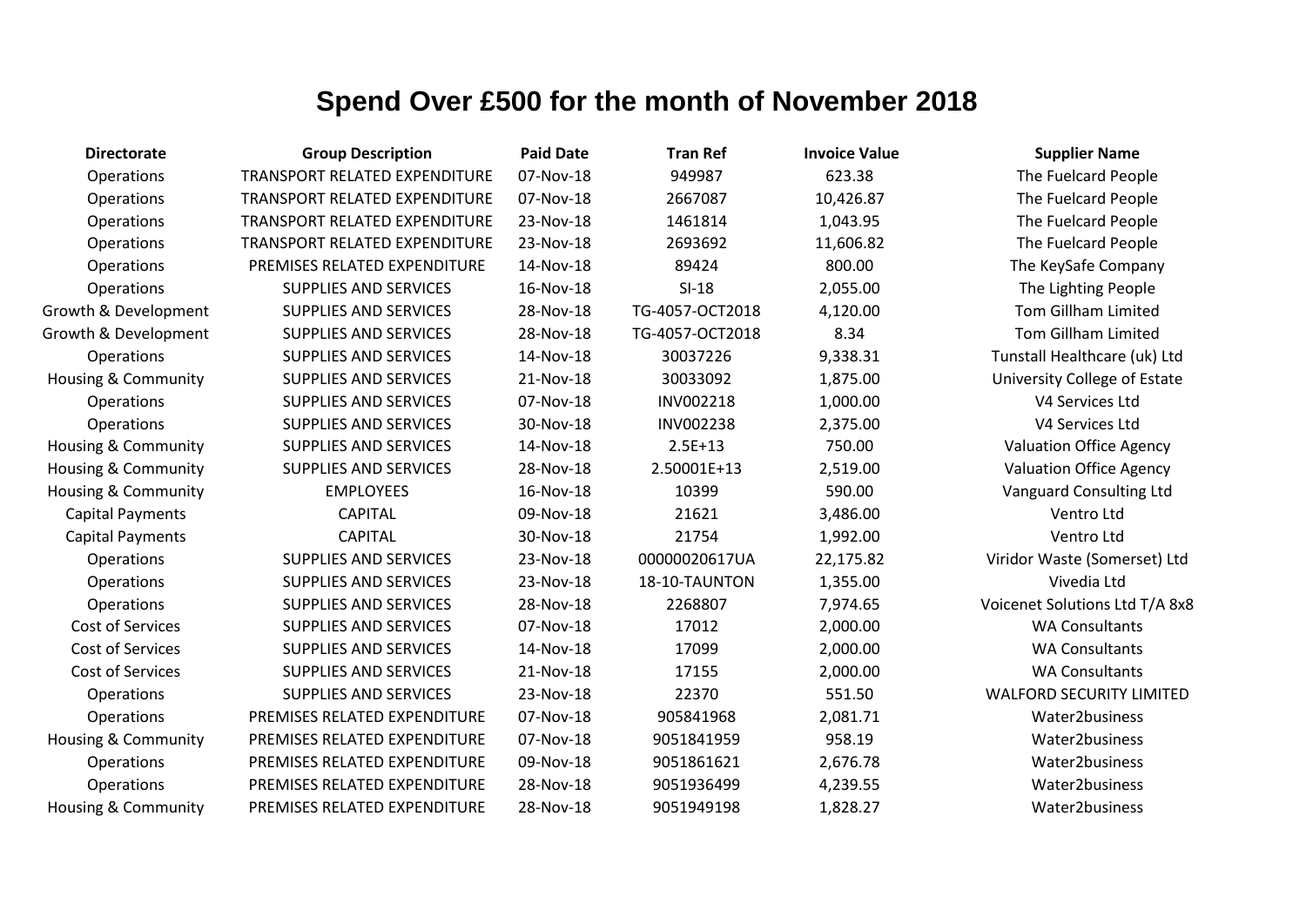# Spend Over £500 for the month of November 2018

| Directorate | Group Description | Paid Date | Tran Ref | Invoice Value | Supplier Name |
|---|---|---|---|---|---|
| Operations | TRANSPORT RELATED EXPENDITURE | 07-Nov-18 | 949987 | 623.38 | The Fuelcard People |
| Operations | TRANSPORT RELATED EXPENDITURE | 07-Nov-18 | 2667087 | 10,426.87 | The Fuelcard People |
| Operations | TRANSPORT RELATED EXPENDITURE | 23-Nov-18 | 1461814 | 1,043.95 | The Fuelcard People |
| Operations | TRANSPORT RELATED EXPENDITURE | 23-Nov-18 | 2693692 | 11,606.82 | The Fuelcard People |
| Operations | PREMISES RELATED EXPENDITURE | 14-Nov-18 | 89424 | 800.00 | The KeySafe Company |
| Operations | SUPPLIES AND SERVICES | 16-Nov-18 | SI-18 | 2,055.00 | The Lighting People |
| Growth & Development | SUPPLIES AND SERVICES | 28-Nov-18 | TG-4057-OCT2018 | 4,120.00 | Tom Gillham Limited |
| Growth & Development | SUPPLIES AND SERVICES | 28-Nov-18 | TG-4057-OCT2018 | 8.34 | Tom Gillham Limited |
| Operations | SUPPLIES AND SERVICES | 14-Nov-18 | 30037226 | 9,338.31 | Tunstall Healthcare (uk) Ltd |
| Housing & Community | SUPPLIES AND SERVICES | 21-Nov-18 | 30033092 | 1,875.00 | University College of Estate |
| Operations | SUPPLIES AND SERVICES | 07-Nov-18 | INV002218 | 1,000.00 | V4 Services Ltd |
| Operations | SUPPLIES AND SERVICES | 30-Nov-18 | INV002238 | 2,375.00 | V4 Services Ltd |
| Housing & Community | SUPPLIES AND SERVICES | 14-Nov-18 | 2.5E+13 | 750.00 | Valuation Office Agency |
| Housing & Community | SUPPLIES AND SERVICES | 28-Nov-18 | 2.50001E+13 | 2,519.00 | Valuation Office Agency |
| Housing & Community | EMPLOYEES | 16-Nov-18 | 10399 | 590.00 | Vanguard Consulting Ltd |
| Capital Payments | CAPITAL | 09-Nov-18 | 21621 | 3,486.00 | Ventro Ltd |
| Capital Payments | CAPITAL | 30-Nov-18 | 21754 | 1,992.00 | Ventro Ltd |
| Operations | SUPPLIES AND SERVICES | 23-Nov-18 | 00000020617UA | 22,175.82 | Viridor Waste (Somerset) Ltd |
| Operations | SUPPLIES AND SERVICES | 23-Nov-18 | 18-10-TAUNTON | 1,355.00 | Vivedia Ltd |
| Operations | SUPPLIES AND SERVICES | 28-Nov-18 | 2268807 | 7,974.65 | Voicenet Solutions Ltd T/A 8x8 |
| Cost of Services | SUPPLIES AND SERVICES | 07-Nov-18 | 17012 | 2,000.00 | WA Consultants |
| Cost of Services | SUPPLIES AND SERVICES | 14-Nov-18 | 17099 | 2,000.00 | WA Consultants |
| Cost of Services | SUPPLIES AND SERVICES | 21-Nov-18 | 17155 | 2,000.00 | WA Consultants |
| Operations | SUPPLIES AND SERVICES | 23-Nov-18 | 22370 | 551.50 | WALFORD SECURITY LIMITED |
| Operations | PREMISES RELATED EXPENDITURE | 07-Nov-18 | 905841968 | 2,081.71 | Water2business |
| Housing & Community | PREMISES RELATED EXPENDITURE | 07-Nov-18 | 9051841959 | 958.19 | Water2business |
| Operations | PREMISES RELATED EXPENDITURE | 09-Nov-18 | 9051861621 | 2,676.78 | Water2business |
| Operations | PREMISES RELATED EXPENDITURE | 28-Nov-18 | 9051936499 | 4,239.55 | Water2business |
| Housing & Community | PREMISES RELATED EXPENDITURE | 28-Nov-18 | 9051949198 | 1,828.27 | Water2business |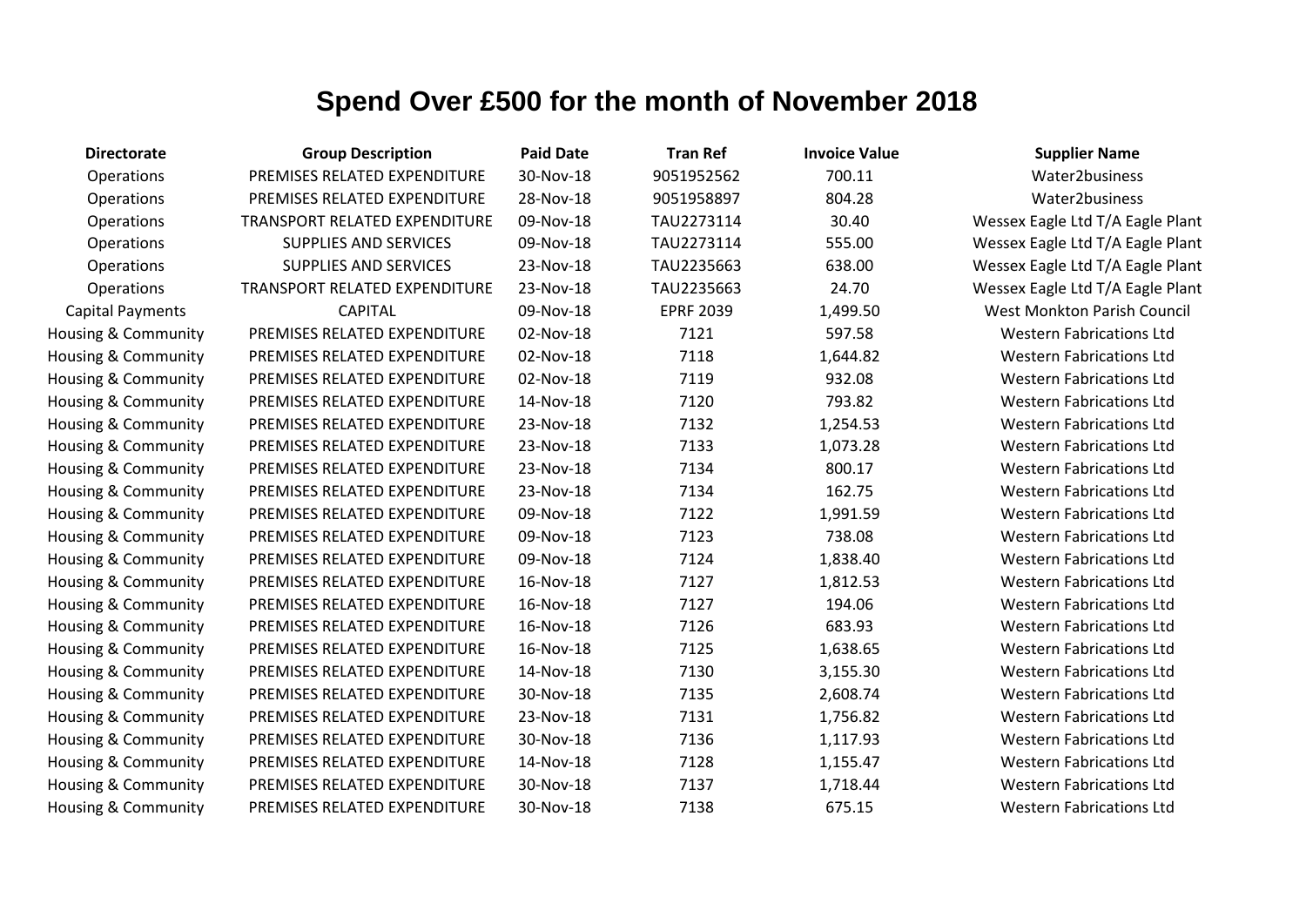# Spend Over £500 for the month of November 2018

| Directorate | Group Description | Paid Date | Tran Ref | Invoice Value | Supplier Name |
|---|---|---|---|---|---|
| Operations | PREMISES RELATED EXPENDITURE | 30-Nov-18 | 9051952562 | 700.11 | Water2business |
| Operations | PREMISES RELATED EXPENDITURE | 28-Nov-18 | 9051958897 | 804.28 | Water2business |
| Operations | TRANSPORT RELATED EXPENDITURE | 09-Nov-18 | TAU2273114 | 30.40 | Wessex Eagle Ltd T/A Eagle Plant |
| Operations | SUPPLIES AND SERVICES | 09-Nov-18 | TAU2273114 | 555.00 | Wessex Eagle Ltd T/A Eagle Plant |
| Operations | SUPPLIES AND SERVICES | 23-Nov-18 | TAU2235663 | 638.00 | Wessex Eagle Ltd T/A Eagle Plant |
| Operations | TRANSPORT RELATED EXPENDITURE | 23-Nov-18 | TAU2235663 | 24.70 | Wessex Eagle Ltd T/A Eagle Plant |
| Capital Payments | CAPITAL | 09-Nov-18 | EPRF 2039 | 1,499.50 | West Monkton Parish Council |
| Housing & Community | PREMISES RELATED EXPENDITURE | 02-Nov-18 | 7121 | 597.58 | Western Fabrications Ltd |
| Housing & Community | PREMISES RELATED EXPENDITURE | 02-Nov-18 | 7118 | 1,644.82 | Western Fabrications Ltd |
| Housing & Community | PREMISES RELATED EXPENDITURE | 02-Nov-18 | 7119 | 932.08 | Western Fabrications Ltd |
| Housing & Community | PREMISES RELATED EXPENDITURE | 14-Nov-18 | 7120 | 793.82 | Western Fabrications Ltd |
| Housing & Community | PREMISES RELATED EXPENDITURE | 23-Nov-18 | 7132 | 1,254.53 | Western Fabrications Ltd |
| Housing & Community | PREMISES RELATED EXPENDITURE | 23-Nov-18 | 7133 | 1,073.28 | Western Fabrications Ltd |
| Housing & Community | PREMISES RELATED EXPENDITURE | 23-Nov-18 | 7134 | 800.17 | Western Fabrications Ltd |
| Housing & Community | PREMISES RELATED EXPENDITURE | 23-Nov-18 | 7134 | 162.75 | Western Fabrications Ltd |
| Housing & Community | PREMISES RELATED EXPENDITURE | 09-Nov-18 | 7122 | 1,991.59 | Western Fabrications Ltd |
| Housing & Community | PREMISES RELATED EXPENDITURE | 09-Nov-18 | 7123 | 738.08 | Western Fabrications Ltd |
| Housing & Community | PREMISES RELATED EXPENDITURE | 09-Nov-18 | 7124 | 1,838.40 | Western Fabrications Ltd |
| Housing & Community | PREMISES RELATED EXPENDITURE | 16-Nov-18 | 7127 | 1,812.53 | Western Fabrications Ltd |
| Housing & Community | PREMISES RELATED EXPENDITURE | 16-Nov-18 | 7127 | 194.06 | Western Fabrications Ltd |
| Housing & Community | PREMISES RELATED EXPENDITURE | 16-Nov-18 | 7126 | 683.93 | Western Fabrications Ltd |
| Housing & Community | PREMISES RELATED EXPENDITURE | 16-Nov-18 | 7125 | 1,638.65 | Western Fabrications Ltd |
| Housing & Community | PREMISES RELATED EXPENDITURE | 14-Nov-18 | 7130 | 3,155.30 | Western Fabrications Ltd |
| Housing & Community | PREMISES RELATED EXPENDITURE | 30-Nov-18 | 7135 | 2,608.74 | Western Fabrications Ltd |
| Housing & Community | PREMISES RELATED EXPENDITURE | 23-Nov-18 | 7131 | 1,756.82 | Western Fabrications Ltd |
| Housing & Community | PREMISES RELATED EXPENDITURE | 30-Nov-18 | 7136 | 1,117.93 | Western Fabrications Ltd |
| Housing & Community | PREMISES RELATED EXPENDITURE | 14-Nov-18 | 7128 | 1,155.47 | Western Fabrications Ltd |
| Housing & Community | PREMISES RELATED EXPENDITURE | 30-Nov-18 | 7137 | 1,718.44 | Western Fabrications Ltd |
| Housing & Community | PREMISES RELATED EXPENDITURE | 30-Nov-18 | 7138 | 675.15 | Western Fabrications Ltd |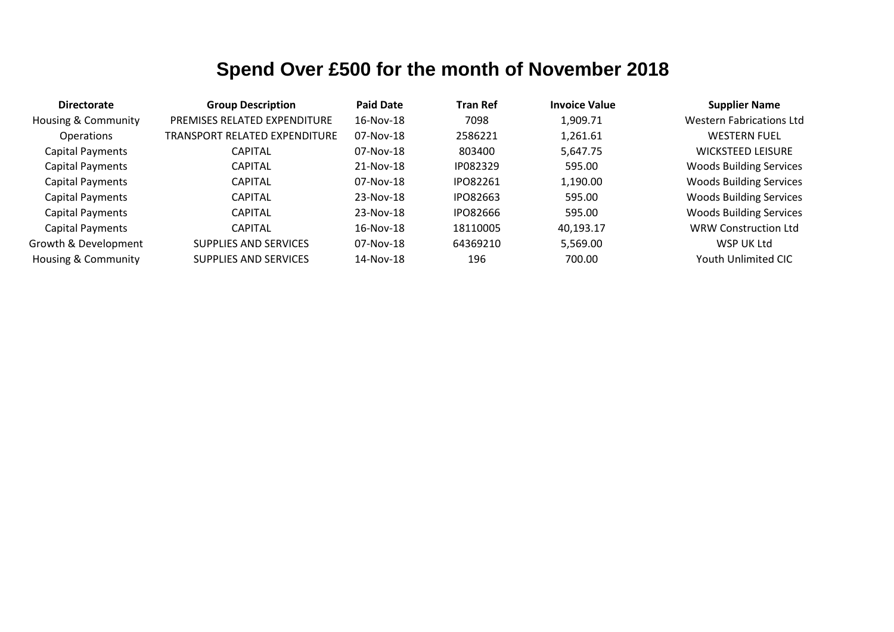# Spend Over £500 for the month of November 2018

| Directorate | Group Description | Paid Date | Tran Ref | Invoice Value | Supplier Name |
|---|---|---|---|---|---|
| Housing & Community | PREMISES RELATED EXPENDITURE | 16-Nov-18 | 7098 | 1,909.71 | Western Fabrications Ltd |
| Operations | TRANSPORT RELATED EXPENDITURE | 07-Nov-18 | 2586221 | 1,261.61 | WESTERN FUEL |
| Capital Payments | CAPITAL | 07-Nov-18 | 803400 | 5,647.75 | WICKSTEED LEISURE |
| Capital Payments | CAPITAL | 21-Nov-18 | IP082329 | 595.00 | Woods Building Services |
| Capital Payments | CAPITAL | 07-Nov-18 | IPO82261 | 1,190.00 | Woods Building Services |
| Capital Payments | CAPITAL | 23-Nov-18 | IPO82663 | 595.00 | Woods Building Services |
| Capital Payments | CAPITAL | 23-Nov-18 | IPO82666 | 595.00 | Woods Building Services |
| Capital Payments | CAPITAL | 16-Nov-18 | 18110005 | 40,193.17 | WRW Construction Ltd |
| Growth & Development | SUPPLIES AND SERVICES | 07-Nov-18 | 64369210 | 5,569.00 | WSP UK Ltd |
| Housing & Community | SUPPLIES AND SERVICES | 14-Nov-18 | 196 | 700.00 | Youth Unlimited CIC |